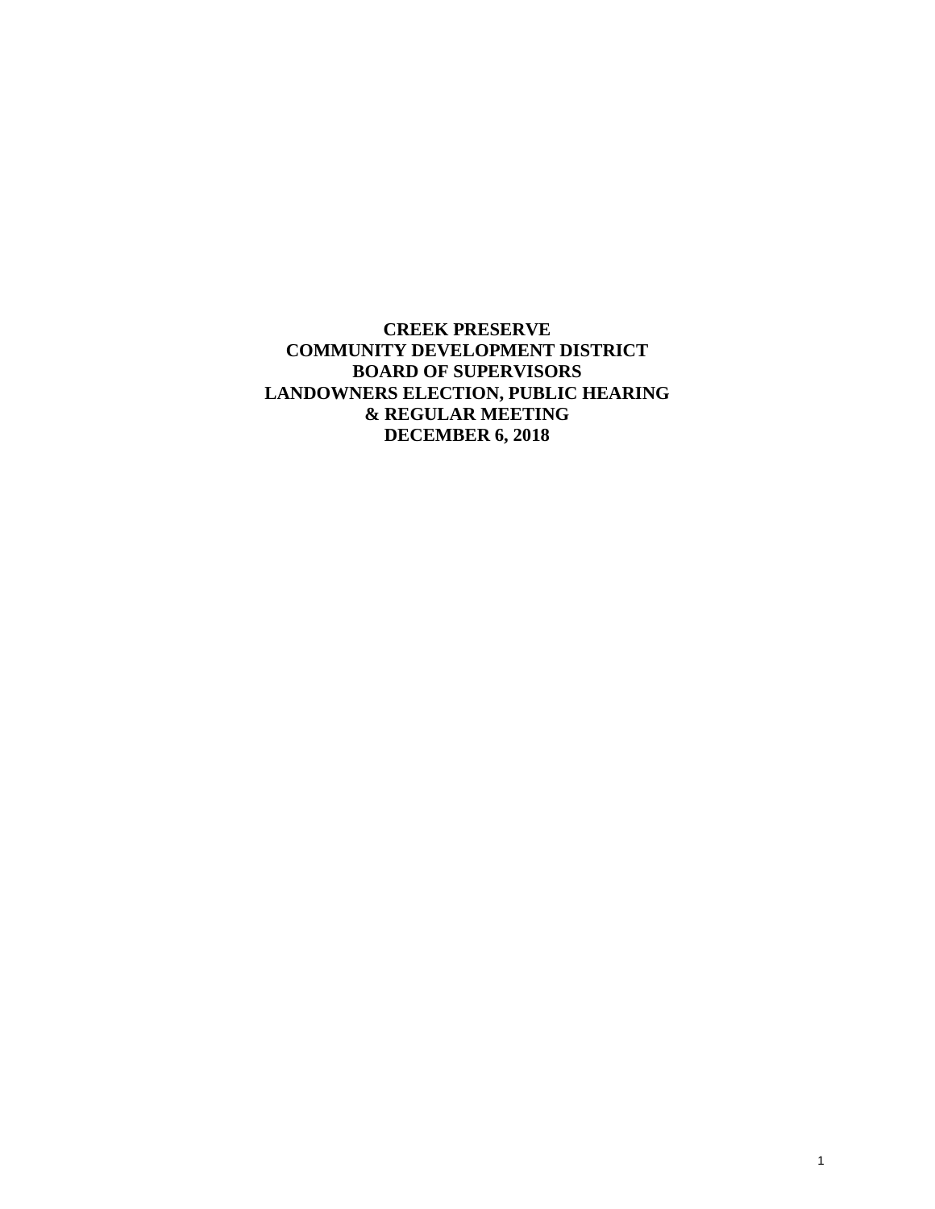**CREEK PRESERVE**
**COMMUNITY DEVELOPMENT DISTRICT**
**BOARD OF SUPERVISORS**
**LANDOWNERS ELECTION, PUBLIC HEARING**
**& REGULAR MEETING**
**DECEMBER 6, 2018**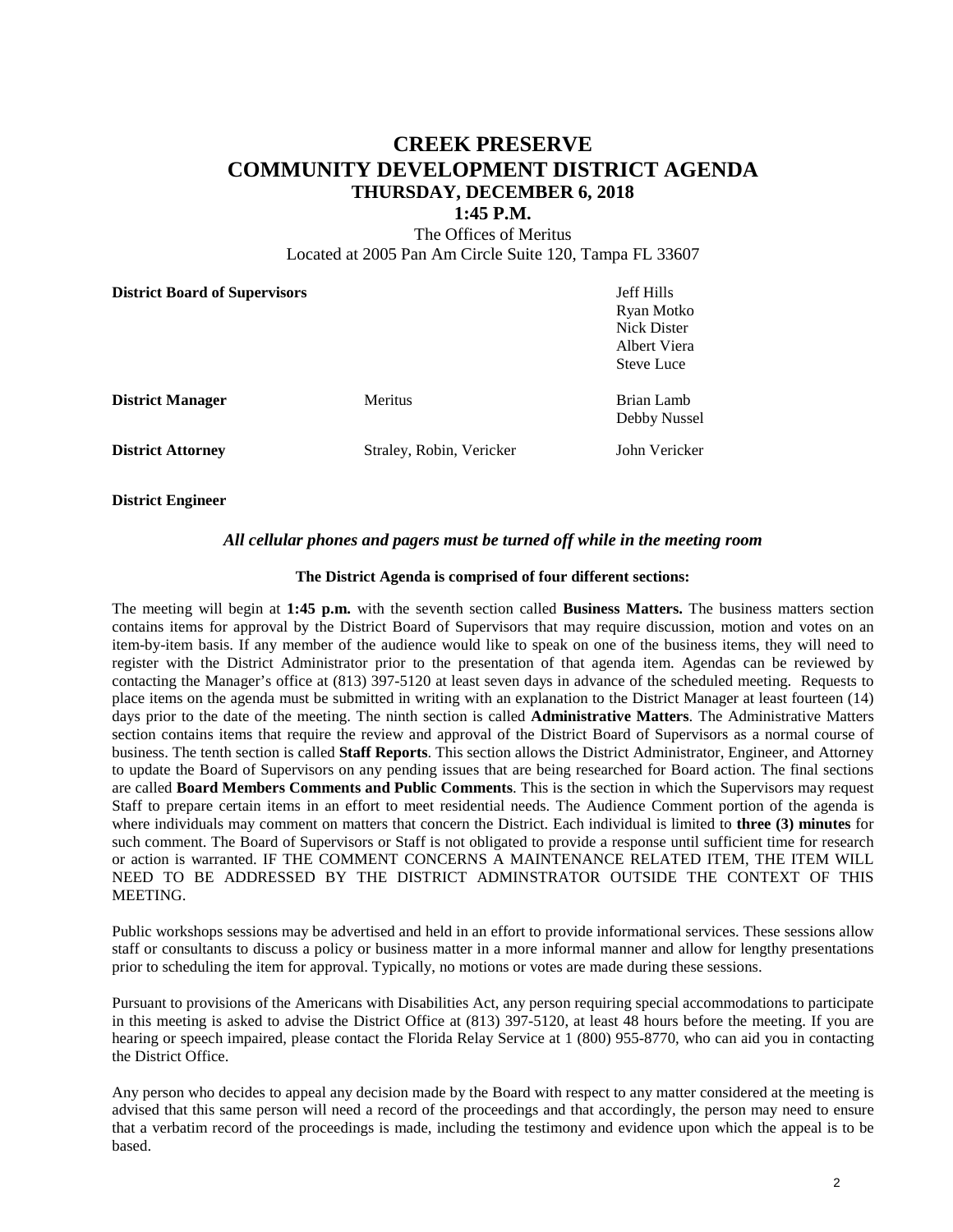# CREEK PRESERVE
# COMMUNITY DEVELOPMENT DISTRICT AGENDA
### THURSDAY, DECEMBER 6, 2018
### 1:45 P.M.

The Offices of Meritus
Located at 2005 Pan Am Circle Suite 120, Tampa FL 33607

| | | |
|---|---|---|
| **District Board of Supervisors** | | Jeff Hills<br>Ryan Motko<br>Nick Dister<br>Albert Viera<br>Steve Luce |
| **District Manager** | Meritus | Brian Lamb<br>Debby Nussel |
| **District Attorney** | Straley, Robin, Vericker | John Vericker |
| **District Engineer** | | |

***All cellular phones and pagers must be turned off while in the meeting room***

**The District Agenda is comprised of four different sections:**

The meeting will begin at **1:45 p.m.** with the seventh section called **Business Matters.** The business matters section contains items for approval by the District Board of Supervisors that may require discussion, motion and votes on an item-by-item basis. If any member of the audience would like to speak on one of the business items, they will need to register with the District Administrator prior to the presentation of that agenda item. Agendas can be reviewed by contacting the Manager's office at (813) 397-5120 at least seven days in advance of the scheduled meeting. Requests to place items on the agenda must be submitted in writing with an explanation to the District Manager at least fourteen (14) days prior to the date of the meeting. The ninth section is called **Administrative Matters**. The Administrative Matters section contains items that require the review and approval of the District Board of Supervisors as a normal course of business. The tenth section is called **Staff Reports**. This section allows the District Administrator, Engineer, and Attorney to update the Board of Supervisors on any pending issues that are being researched for Board action. The final sections are called **Board Members Comments and Public Comments**. This is the section in which the Supervisors may request Staff to prepare certain items in an effort to meet residential needs. The Audience Comment portion of the agenda is where individuals may comment on matters that concern the District. Each individual is limited to **three (3) minutes** for such comment. The Board of Supervisors or Staff is not obligated to provide a response until sufficient time for research or action is warranted. IF THE COMMENT CONCERNS A MAINTENANCE RELATED ITEM, THE ITEM WILL NEED TO BE ADDRESSED BY THE DISTRICT ADMINSTRATOR OUTSIDE THE CONTEXT OF THIS MEETING.

Public workshops sessions may be advertised and held in an effort to provide informational services. These sessions allow staff or consultants to discuss a policy or business matter in a more informal manner and allow for lengthy presentations prior to scheduling the item for approval. Typically, no motions or votes are made during these sessions.

Pursuant to provisions of the Americans with Disabilities Act, any person requiring special accommodations to participate in this meeting is asked to advise the District Office at (813) 397-5120, at least 48 hours before the meeting. If you are hearing or speech impaired, please contact the Florida Relay Service at 1 (800) 955-8770, who can aid you in contacting the District Office.

Any person who decides to appeal any decision made by the Board with respect to any matter considered at the meeting is advised that this same person will need a record of the proceedings and that accordingly, the person may need to ensure that a verbatim record of the proceedings is made, including the testimony and evidence upon which the appeal is to be based.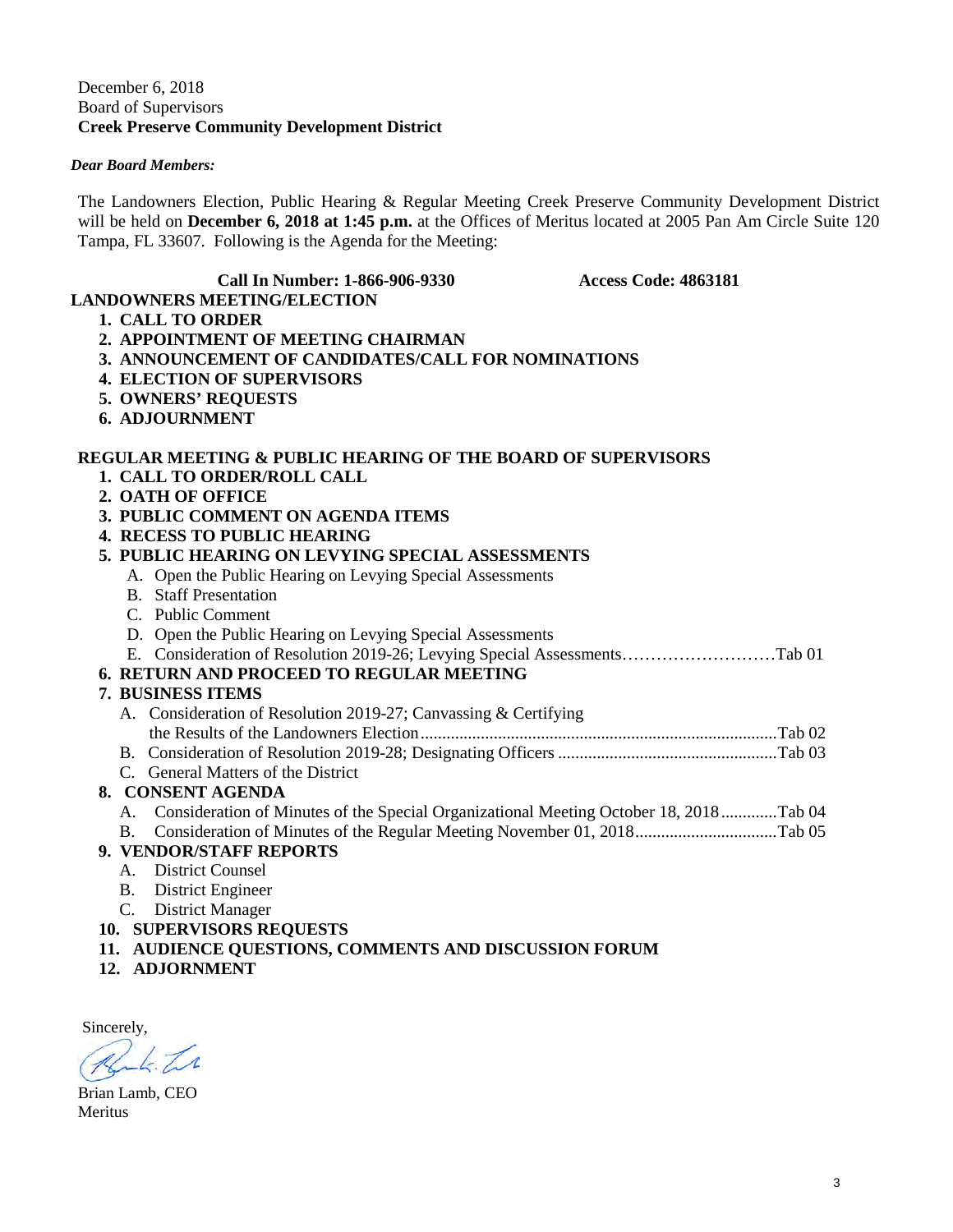December 6, 2018
Board of Supervisors
**Creek Preserve Community Development District**

***Dear Board Members:***

The Landowners Election, Public Hearing & Regular Meeting Creek Preserve Community Development District will be held on **December 6, 2018 at 1:45 p.m.** at the Offices of Meritus located at 2005 Pan Am Circle Suite 120 Tampa, FL 33607. Following is the Agenda for the Meeting:

**Call In Number: 1-866-906-9330 Access Code: 4863181**

**LANDOWNERS MEETING/ELECTION**

1. **CALL TO ORDER**
2. **APPOINTMENT OF MEETING CHAIRMAN**
3. **ANNOUNCEMENT OF CANDIDATES/CALL FOR NOMINATIONS**
4. **ELECTION OF SUPERVISORS**
5. **OWNERS' REQUESTS**
6. **ADJOURNMENT**

**REGULAR MEETING & PUBLIC HEARING OF THE BOARD OF SUPERVISORS**

1. **CALL TO ORDER/ROLL CALL**
2. **OATH OF OFFICE**
3. **PUBLIC COMMENT ON AGENDA ITEMS**
4. **RECESS TO PUBLIC HEARING**
5. **PUBLIC HEARING ON LEVYING SPECIAL ASSESSMENTS**
   - A. Open the Public Hearing on Levying Special Assessments
   - B. Staff Presentation
   - C. Public Comment
   - D. Open the Public Hearing on Levying Special Assessments
   - E. Consideration of Resolution 2019-26; Levying Special Assessments……………………….Tab 01
6. **RETURN AND PROCEED TO REGULAR MEETING**
7. **BUSINESS ITEMS**
   - A. Consideration of Resolution 2019-27; Canvassing & Certifying the Results of the Landowners Election..................................................................................Tab 02
   - B. Consideration of Resolution 2019-28; Designating Officers ..................................................Tab 03
   - C. General Matters of the District
8. **CONSENT AGENDA**
   - A. Consideration of Minutes of the Special Organizational Meeting October 18, 2018.............Tab 04
   - B. Consideration of Minutes of the Regular Meeting November 01, 2018................................Tab 05
9. **VENDOR/STAFF REPORTS**
   - A. District Counsel
   - B. District Engineer
   - C. District Manager
10. **SUPERVISORS REQUESTS**
11. **AUDIENCE QUESTIONS, COMMENTS AND DISCUSSION FORUM**
12. **ADJOURNMENT**

Sincerely,

Brian Lamb, CEO
Meritus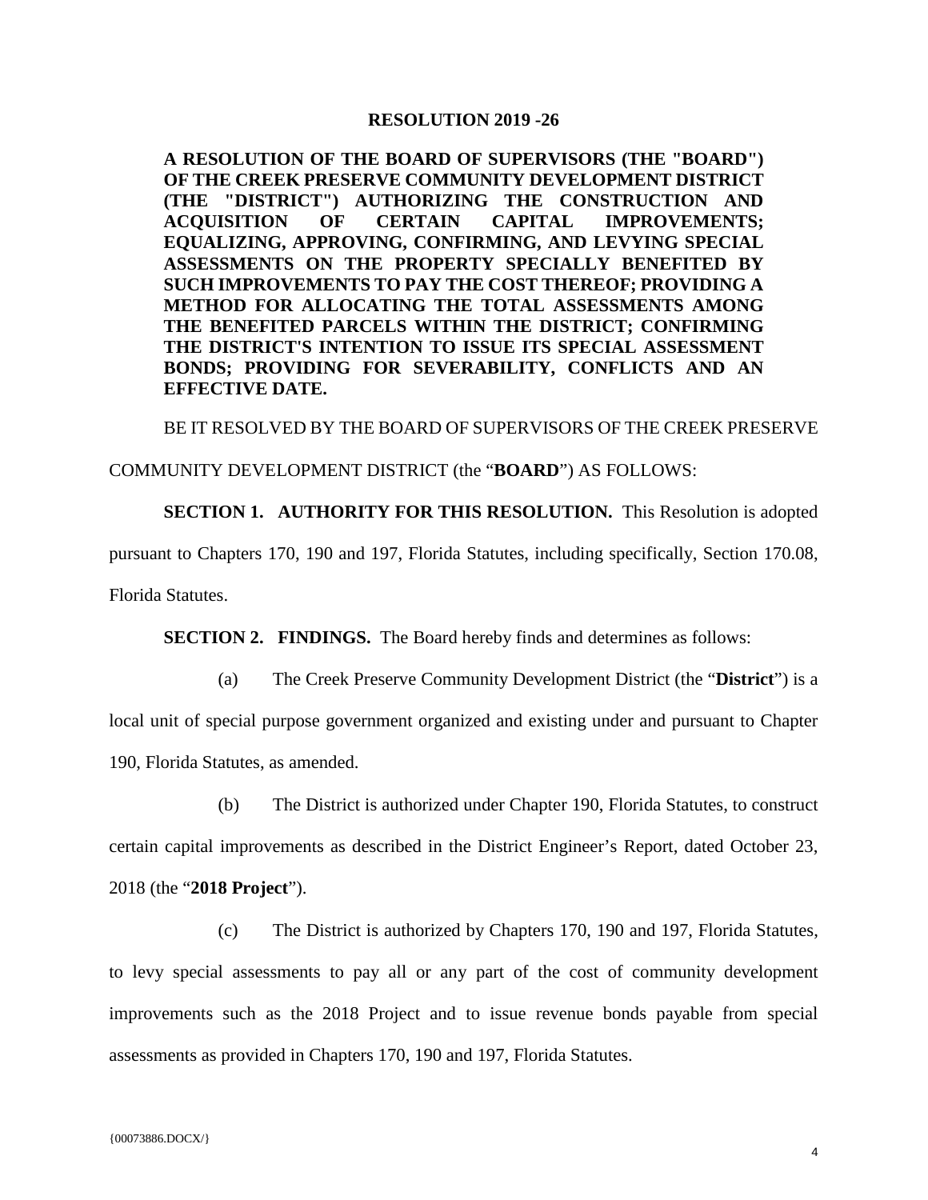**RESOLUTION 2019 -26**

**A RESOLUTION OF THE BOARD OF SUPERVISORS (THE "BOARD") OF THE CREEK PRESERVE COMMUNITY DEVELOPMENT DISTRICT (THE "DISTRICT") AUTHORIZING THE CONSTRUCTION AND ACQUISITION OF CERTAIN CAPITAL IMPROVEMENTS; EQUALIZING, APPROVING, CONFIRMING, AND LEVYING SPECIAL ASSESSMENTS ON THE PROPERTY SPECIALLY BENEFITED BY SUCH IMPROVEMENTS TO PAY THE COST THEREOF; PROVIDING A METHOD FOR ALLOCATING THE TOTAL ASSESSMENTS AMONG THE BENEFITED PARCELS WITHIN THE DISTRICT; CONFIRMING THE DISTRICT'S INTENTION TO ISSUE ITS SPECIAL ASSESSMENT BONDS; PROVIDING FOR SEVERABILITY, CONFLICTS AND AN EFFECTIVE DATE.**

BE IT RESOLVED BY THE BOARD OF SUPERVISORS OF THE CREEK PRESERVE COMMUNITY DEVELOPMENT DISTRICT (the "**BOARD**") AS FOLLOWS:

**SECTION 1. AUTHORITY FOR THIS RESOLUTION.** This Resolution is adopted pursuant to Chapters 170, 190 and 197, Florida Statutes, including specifically, Section 170.08, Florida Statutes.

**SECTION 2. FINDINGS.** The Board hereby finds and determines as follows:

(a) The Creek Preserve Community Development District (the "**District**") is a local unit of special purpose government organized and existing under and pursuant to Chapter 190, Florida Statutes, as amended.

(b) The District is authorized under Chapter 190, Florida Statutes, to construct certain capital improvements as described in the District Engineer's Report, dated October 23, 2018 (the "**2018 Project**").

(c) The District is authorized by Chapters 170, 190 and 197, Florida Statutes, to levy special assessments to pay all or any part of the cost of community development improvements such as the 2018 Project and to issue revenue bonds payable from special assessments as provided in Chapters 170, 190 and 197, Florida Statutes.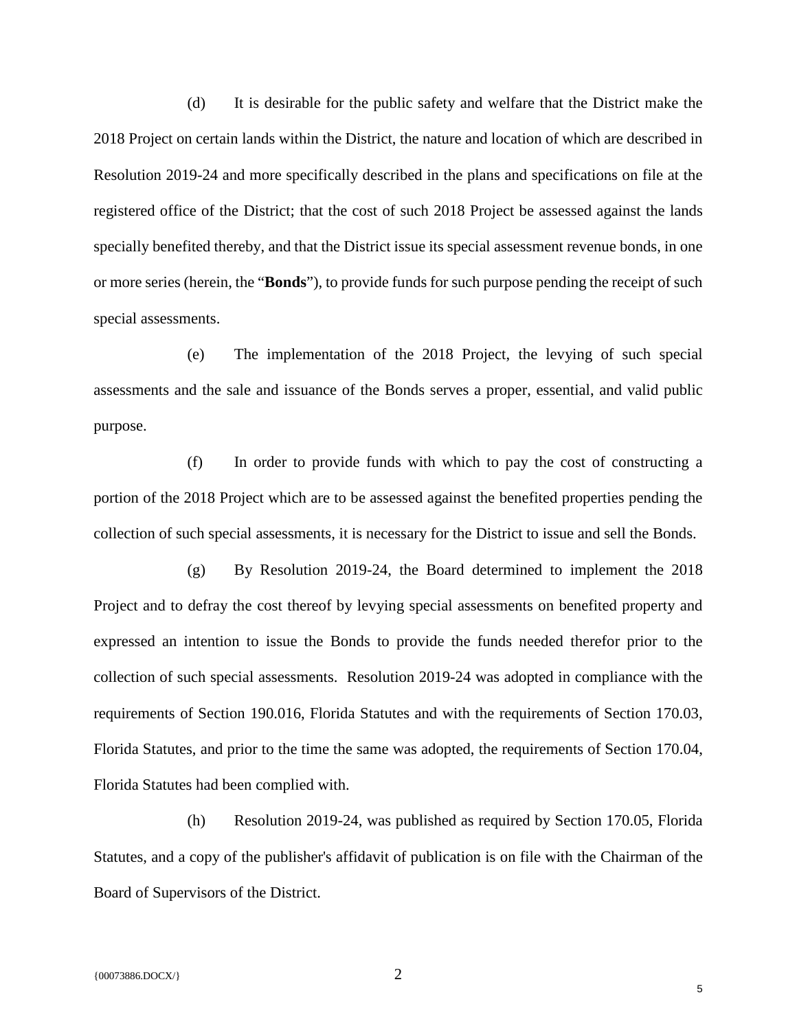(d) It is desirable for the public safety and welfare that the District make the 2018 Project on certain lands within the District, the nature and location of which are described in Resolution 2019-24 and more specifically described in the plans and specifications on file at the registered office of the District; that the cost of such 2018 Project be assessed against the lands specially benefited thereby, and that the District issue its special assessment revenue bonds, in one or more series (herein, the "**Bonds**"), to provide funds for such purpose pending the receipt of such special assessments.

(e) The implementation of the 2018 Project, the levying of such special assessments and the sale and issuance of the Bonds serves a proper, essential, and valid public purpose.

(f) In order to provide funds with which to pay the cost of constructing a portion of the 2018 Project which are to be assessed against the benefited properties pending the collection of such special assessments, it is necessary for the District to issue and sell the Bonds.

(g) By Resolution 2019-24, the Board determined to implement the 2018 Project and to defray the cost thereof by levying special assessments on benefited property and expressed an intention to issue the Bonds to provide the funds needed therefor prior to the collection of such special assessments. Resolution 2019-24 was adopted in compliance with the requirements of Section 190.016, Florida Statutes and with the requirements of Section 170.03, Florida Statutes, and prior to the time the same was adopted, the requirements of Section 170.04, Florida Statutes had been complied with.

(h) Resolution 2019-24, was published as required by Section 170.05, Florida Statutes, and a copy of the publisher's affidavit of publication is on file with the Chairman of the Board of Supervisors of the District.

{00073886.DOCX/}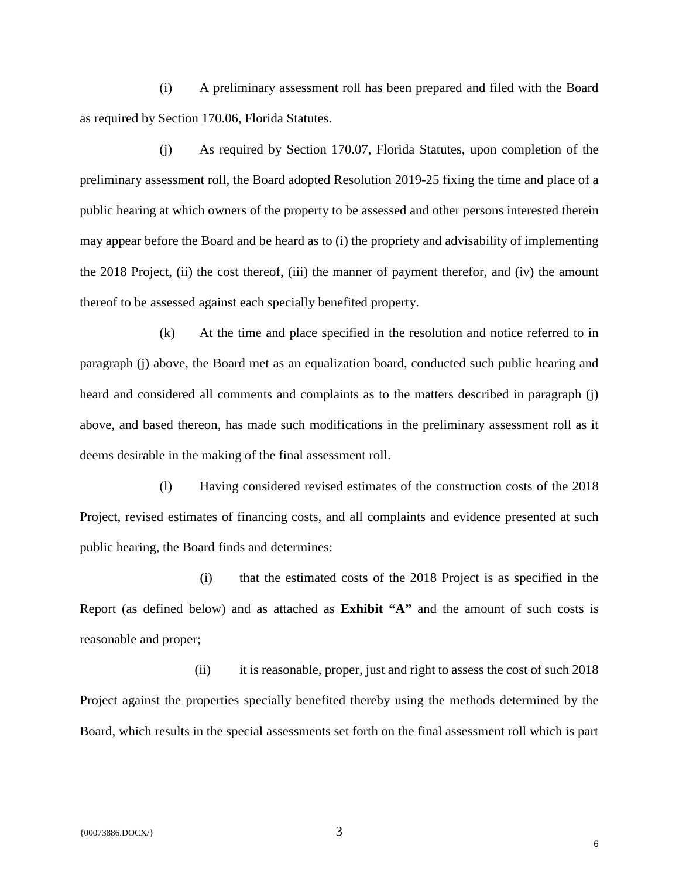(i) A preliminary assessment roll has been prepared and filed with the Board as required by Section 170.06, Florida Statutes.

(j) As required by Section 170.07, Florida Statutes, upon completion of the preliminary assessment roll, the Board adopted Resolution 2019-25 fixing the time and place of a public hearing at which owners of the property to be assessed and other persons interested therein may appear before the Board and be heard as to (i) the propriety and advisability of implementing the 2018 Project, (ii) the cost thereof, (iii) the manner of payment therefor, and (iv) the amount thereof to be assessed against each specially benefited property.

(k) At the time and place specified in the resolution and notice referred to in paragraph (j) above, the Board met as an equalization board, conducted such public hearing and heard and considered all comments and complaints as to the matters described in paragraph (j) above, and based thereon, has made such modifications in the preliminary assessment roll as it deems desirable in the making of the final assessment roll.

(l) Having considered revised estimates of the construction costs of the 2018 Project, revised estimates of financing costs, and all complaints and evidence presented at such public hearing, the Board finds and determines:

(i) that the estimated costs of the 2018 Project is as specified in the Report (as defined below) and as attached as **Exhibit "A"** and the amount of such costs is reasonable and proper;

(ii) it is reasonable, proper, just and right to assess the cost of such 2018 Project against the properties specially benefited thereby using the methods determined by the Board, which results in the special assessments set forth on the final assessment roll which is part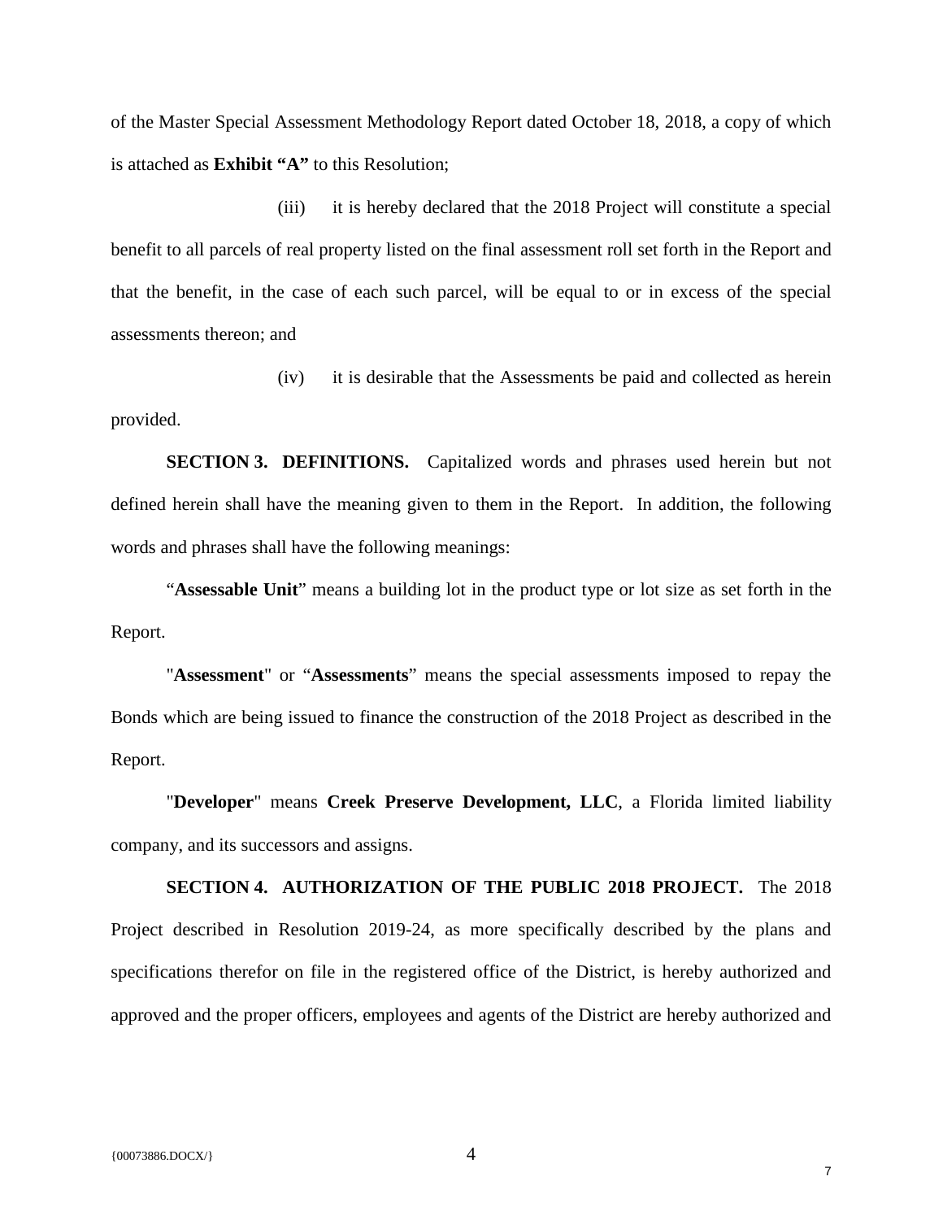of the Master Special Assessment Methodology Report dated October 18, 2018, a copy of which is attached as **Exhibit "A"** to this Resolution;

(iii) it is hereby declared that the 2018 Project will constitute a special benefit to all parcels of real property listed on the final assessment roll set forth in the Report and that the benefit, in the case of each such parcel, will be equal to or in excess of the special assessments thereon; and

(iv) it is desirable that the Assessments be paid and collected as herein provided.

**SECTION 3. DEFINITIONS.** Capitalized words and phrases used herein but not defined herein shall have the meaning given to them in the Report. In addition, the following words and phrases shall have the following meanings:

"**Assessable Unit**" means a building lot in the product type or lot size as set forth in the Report.

"**Assessment**" or "**Assessments**" means the special assessments imposed to repay the Bonds which are being issued to finance the construction of the 2018 Project as described in the Report.

"**Developer**" means **Creek Preserve Development, LLC**, a Florida limited liability company, and its successors and assigns.

**SECTION 4. AUTHORIZATION OF THE PUBLIC 2018 PROJECT.** The 2018 Project described in Resolution 2019-24, as more specifically described by the plans and specifications therefor on file in the registered office of the District, is hereby authorized and approved and the proper officers, employees and agents of the District are hereby authorized and

{00073886.DOCX/}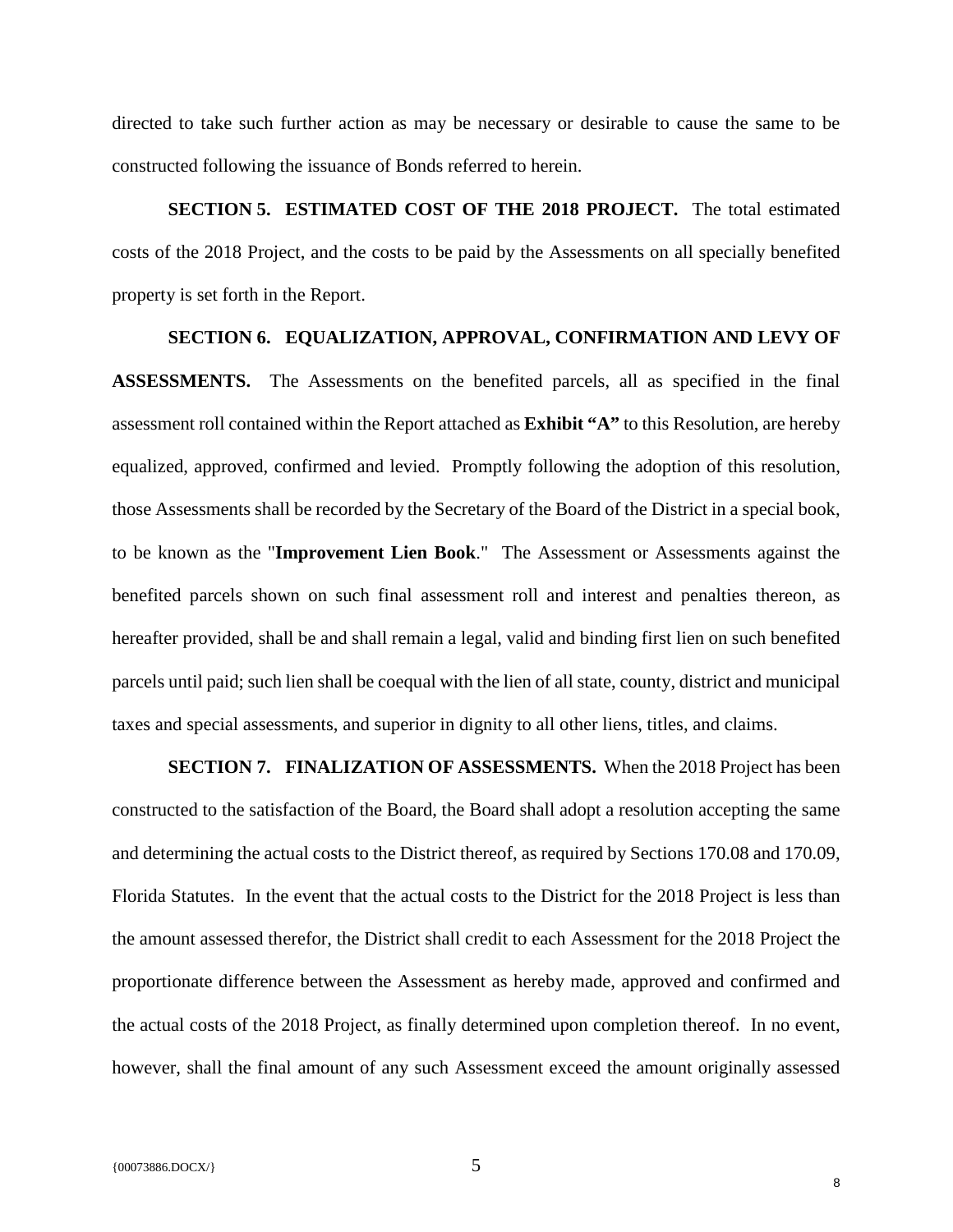directed to take such further action as may be necessary or desirable to cause the same to be constructed following the issuance of Bonds referred to herein.

**SECTION 5. ESTIMATED COST OF THE 2018 PROJECT.** The total estimated costs of the 2018 Project, and the costs to be paid by the Assessments on all specially benefited property is set forth in the Report.

**SECTION 6. EQUALIZATION, APPROVAL, CONFIRMATION AND LEVY OF ASSESSMENTS.** The Assessments on the benefited parcels, all as specified in the final assessment roll contained within the Report attached as **Exhibit "A"** to this Resolution, are hereby equalized, approved, confirmed and levied. Promptly following the adoption of this resolution, those Assessments shall be recorded by the Secretary of the Board of the District in a special book, to be known as the "**Improvement Lien Book**." The Assessment or Assessments against the benefited parcels shown on such final assessment roll and interest and penalties thereon, as hereafter provided, shall be and shall remain a legal, valid and binding first lien on such benefited parcels until paid; such lien shall be coequal with the lien of all state, county, district and municipal taxes and special assessments, and superior in dignity to all other liens, titles, and claims.

**SECTION 7. FINALIZATION OF ASSESSMENTS.** When the 2018 Project has been constructed to the satisfaction of the Board, the Board shall adopt a resolution accepting the same and determining the actual costs to the District thereof, as required by Sections 170.08 and 170.09, Florida Statutes. In the event that the actual costs to the District for the 2018 Project is less than the amount assessed therefor, the District shall credit to each Assessment for the 2018 Project the proportionate difference between the Assessment as hereby made, approved and confirmed and the actual costs of the 2018 Project, as finally determined upon completion thereof. In no event, however, shall the final amount of any such Assessment exceed the amount originally assessed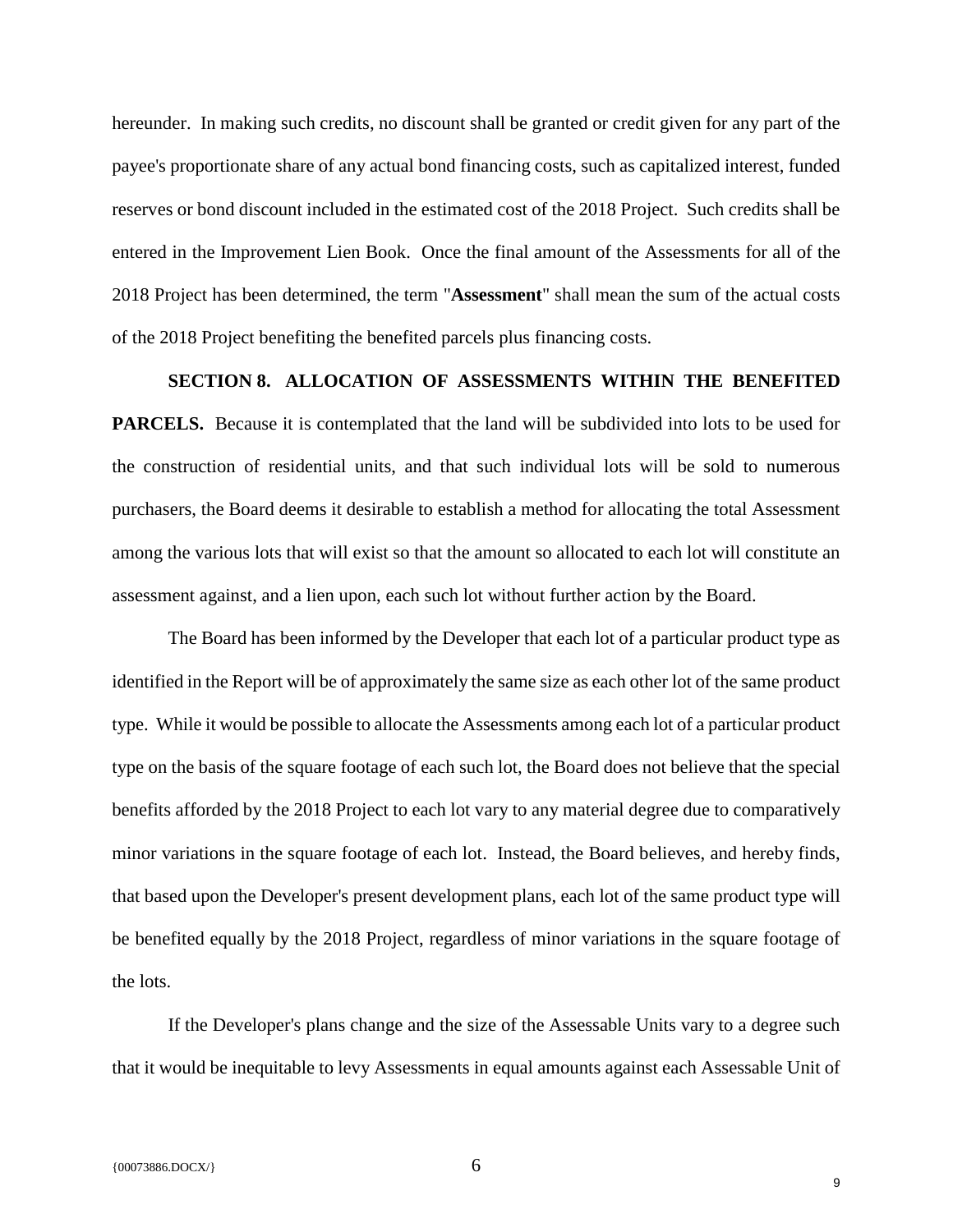hereunder. In making such credits, no discount shall be granted or credit given for any part of the payee's proportionate share of any actual bond financing costs, such as capitalized interest, funded reserves or bond discount included in the estimated cost of the 2018 Project. Such credits shall be entered in the Improvement Lien Book. Once the final amount of the Assessments for all of the 2018 Project has been determined, the term "**Assessment**" shall mean the sum of the actual costs of the 2018 Project benefiting the benefited parcels plus financing costs.

**SECTION 8. ALLOCATION OF ASSESSMENTS WITHIN THE BENEFITED PARCELS.** Because it is contemplated that the land will be subdivided into lots to be used for the construction of residential units, and that such individual lots will be sold to numerous purchasers, the Board deems it desirable to establish a method for allocating the total Assessment among the various lots that will exist so that the amount so allocated to each lot will constitute an assessment against, and a lien upon, each such lot without further action by the Board.

The Board has been informed by the Developer that each lot of a particular product type as identified in the Report will be of approximately the same size as each other lot of the same product type. While it would be possible to allocate the Assessments among each lot of a particular product type on the basis of the square footage of each such lot, the Board does not believe that the special benefits afforded by the 2018 Project to each lot vary to any material degree due to comparatively minor variations in the square footage of each lot. Instead, the Board believes, and hereby finds, that based upon the Developer's present development plans, each lot of the same product type will be benefited equally by the 2018 Project, regardless of minor variations in the square footage of the lots.

If the Developer's plans change and the size of the Assessable Units vary to a degree such that it would be inequitable to levy Assessments in equal amounts against each Assessable Unit of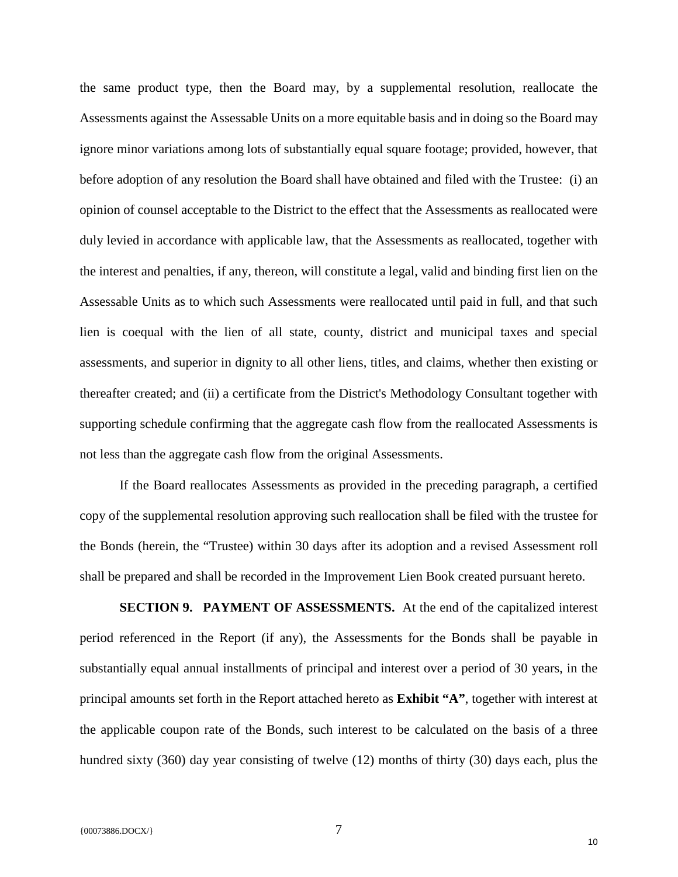the same product type, then the Board may, by a supplemental resolution, reallocate the Assessments against the Assessable Units on a more equitable basis and in doing so the Board may ignore minor variations among lots of substantially equal square footage; provided, however, that before adoption of any resolution the Board shall have obtained and filed with the Trustee: (i) an opinion of counsel acceptable to the District to the effect that the Assessments as reallocated were duly levied in accordance with applicable law, that the Assessments as reallocated, together with the interest and penalties, if any, thereon, will constitute a legal, valid and binding first lien on the Assessable Units as to which such Assessments were reallocated until paid in full, and that such lien is coequal with the lien of all state, county, district and municipal taxes and special assessments, and superior in dignity to all other liens, titles, and claims, whether then existing or thereafter created; and (ii) a certificate from the District's Methodology Consultant together with supporting schedule confirming that the aggregate cash flow from the reallocated Assessments is not less than the aggregate cash flow from the original Assessments.

If the Board reallocates Assessments as provided in the preceding paragraph, a certified copy of the supplemental resolution approving such reallocation shall be filed with the trustee for the Bonds (herein, the "Trustee) within 30 days after its adoption and a revised Assessment roll shall be prepared and shall be recorded in the Improvement Lien Book created pursuant hereto.

**SECTION 9. PAYMENT OF ASSESSMENTS.** At the end of the capitalized interest period referenced in the Report (if any), the Assessments for the Bonds shall be payable in substantially equal annual installments of principal and interest over a period of 30 years, in the principal amounts set forth in the Report attached hereto as **Exhibit "A"**, together with interest at the applicable coupon rate of the Bonds, such interest to be calculated on the basis of a three hundred sixty (360) day year consisting of twelve (12) months of thirty (30) days each, plus the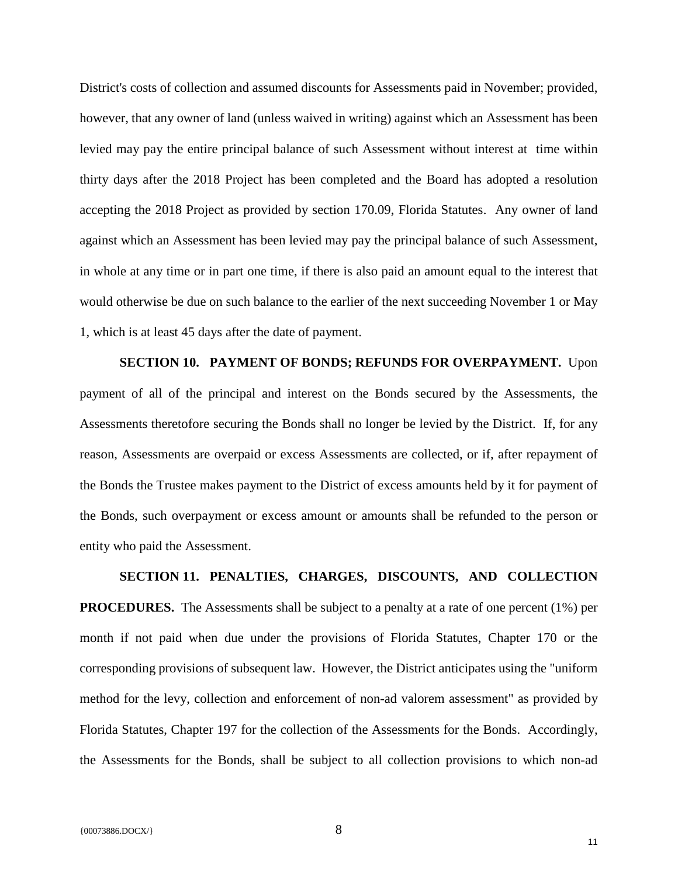District's costs of collection and assumed discounts for Assessments paid in November; provided, however, that any owner of land (unless waived in writing) against which an Assessment has been levied may pay the entire principal balance of such Assessment without interest at time within thirty days after the 2018 Project has been completed and the Board has adopted a resolution accepting the 2018 Project as provided by section 170.09, Florida Statutes. Any owner of land against which an Assessment has been levied may pay the principal balance of such Assessment, in whole at any time or in part one time, if there is also paid an amount equal to the interest that would otherwise be due on such balance to the earlier of the next succeeding November 1 or May 1, which is at least 45 days after the date of payment.

**SECTION 10. PAYMENT OF BONDS; REFUNDS FOR OVERPAYMENT.** Upon payment of all of the principal and interest on the Bonds secured by the Assessments, the Assessments theretofore securing the Bonds shall no longer be levied by the District. If, for any reason, Assessments are overpaid or excess Assessments are collected, or if, after repayment of the Bonds the Trustee makes payment to the District of excess amounts held by it for payment of the Bonds, such overpayment or excess amount or amounts shall be refunded to the person or entity who paid the Assessment.

**SECTION 11. PENALTIES, CHARGES, DISCOUNTS, AND COLLECTION PROCEDURES.** The Assessments shall be subject to a penalty at a rate of one percent (1%) per month if not paid when due under the provisions of Florida Statutes, Chapter 170 or the corresponding provisions of subsequent law. However, the District anticipates using the "uniform method for the levy, collection and enforcement of non-ad valorem assessment" as provided by Florida Statutes, Chapter 197 for the collection of the Assessments for the Bonds. Accordingly, the Assessments for the Bonds, shall be subject to all collection provisions to which non-ad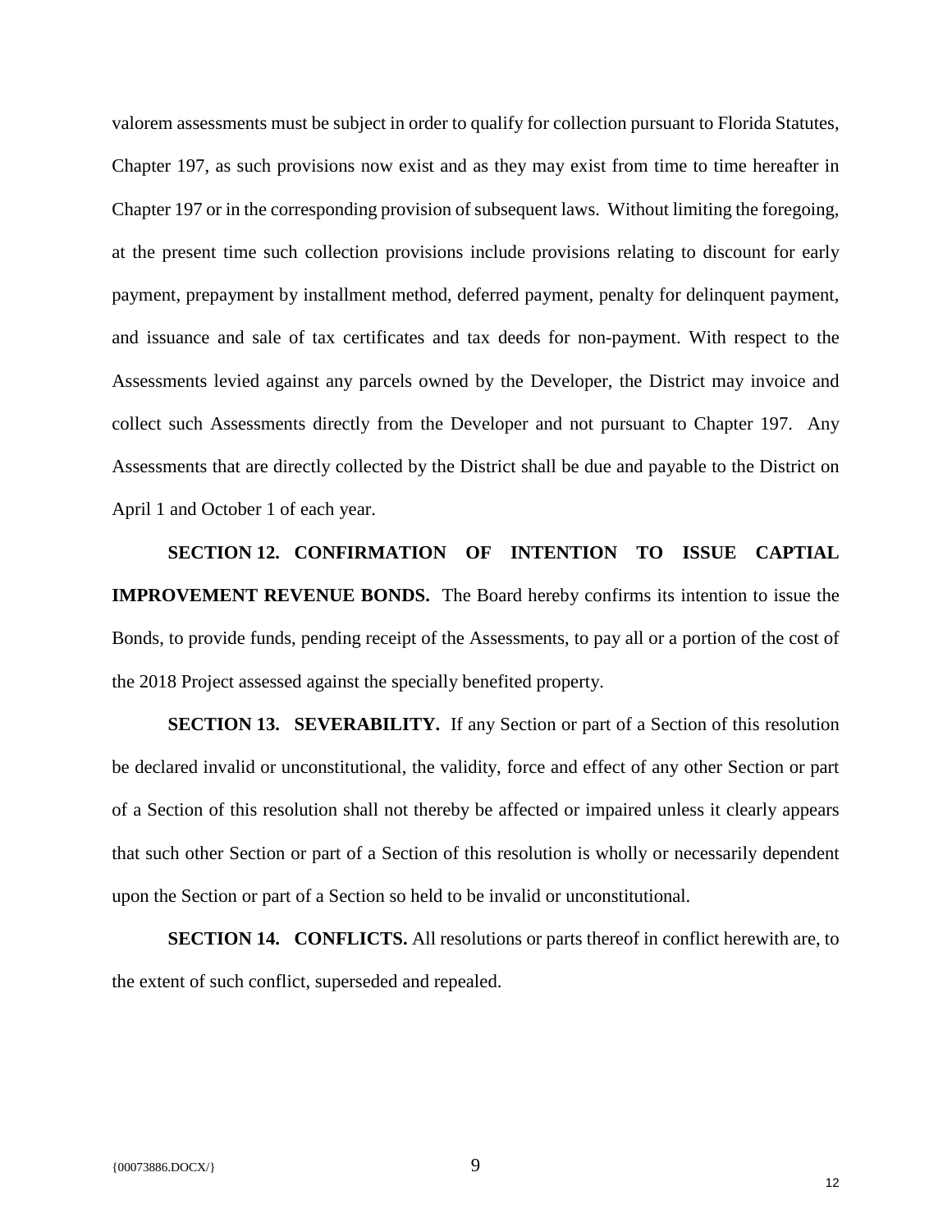valorem assessments must be subject in order to qualify for collection pursuant to Florida Statutes, Chapter 197, as such provisions now exist and as they may exist from time to time hereafter in Chapter 197 or in the corresponding provision of subsequent laws. Without limiting the foregoing, at the present time such collection provisions include provisions relating to discount for early payment, prepayment by installment method, deferred payment, penalty for delinquent payment, and issuance and sale of tax certificates and tax deeds for non-payment. With respect to the Assessments levied against any parcels owned by the Developer, the District may invoice and collect such Assessments directly from the Developer and not pursuant to Chapter 197. Any Assessments that are directly collected by the District shall be due and payable to the District on April 1 and October 1 of each year.

**SECTION 12. CONFIRMATION OF INTENTION TO ISSUE CAPTIAL IMPROVEMENT REVENUE BONDS.** The Board hereby confirms its intention to issue the Bonds, to provide funds, pending receipt of the Assessments, to pay all or a portion of the cost of the 2018 Project assessed against the specially benefited property.

**SECTION 13. SEVERABILITY.** If any Section or part of a Section of this resolution be declared invalid or unconstitutional, the validity, force and effect of any other Section or part of a Section of this resolution shall not thereby be affected or impaired unless it clearly appears that such other Section or part of a Section of this resolution is wholly or necessarily dependent upon the Section or part of a Section so held to be invalid or unconstitutional.

**SECTION 14. CONFLICTS.** All resolutions or parts thereof in conflict herewith are, to the extent of such conflict, superseded and repealed.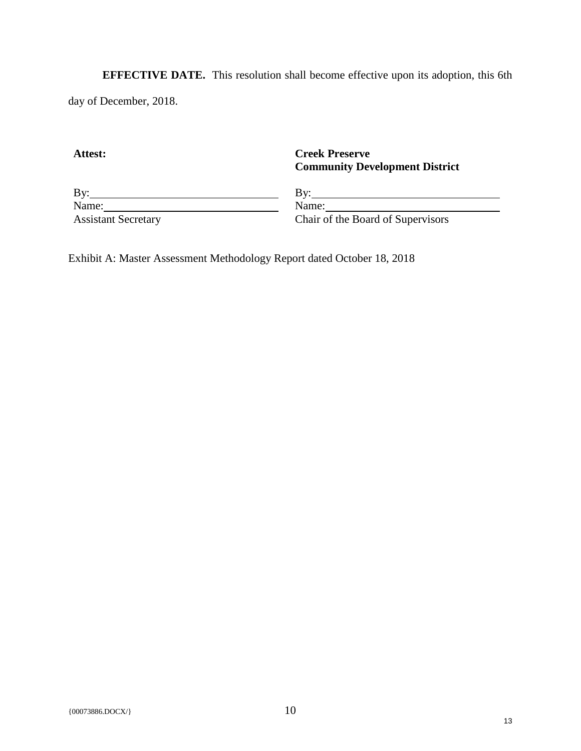**EFFECTIVE DATE.** This resolution shall become effective upon its adoption, this 6th day of December, 2018.

| **Attest:** | **Creek Preserve Community Development District** |
|---|---|
| By:______________________________ | By:______________________________ |
| Name:____________________________ | Name:____________________________ |
| Assistant Secretary | Chair of the Board of Supervisors |

Exhibit A: Master Assessment Methodology Report dated October 18, 2018

{00073886.DOCX/}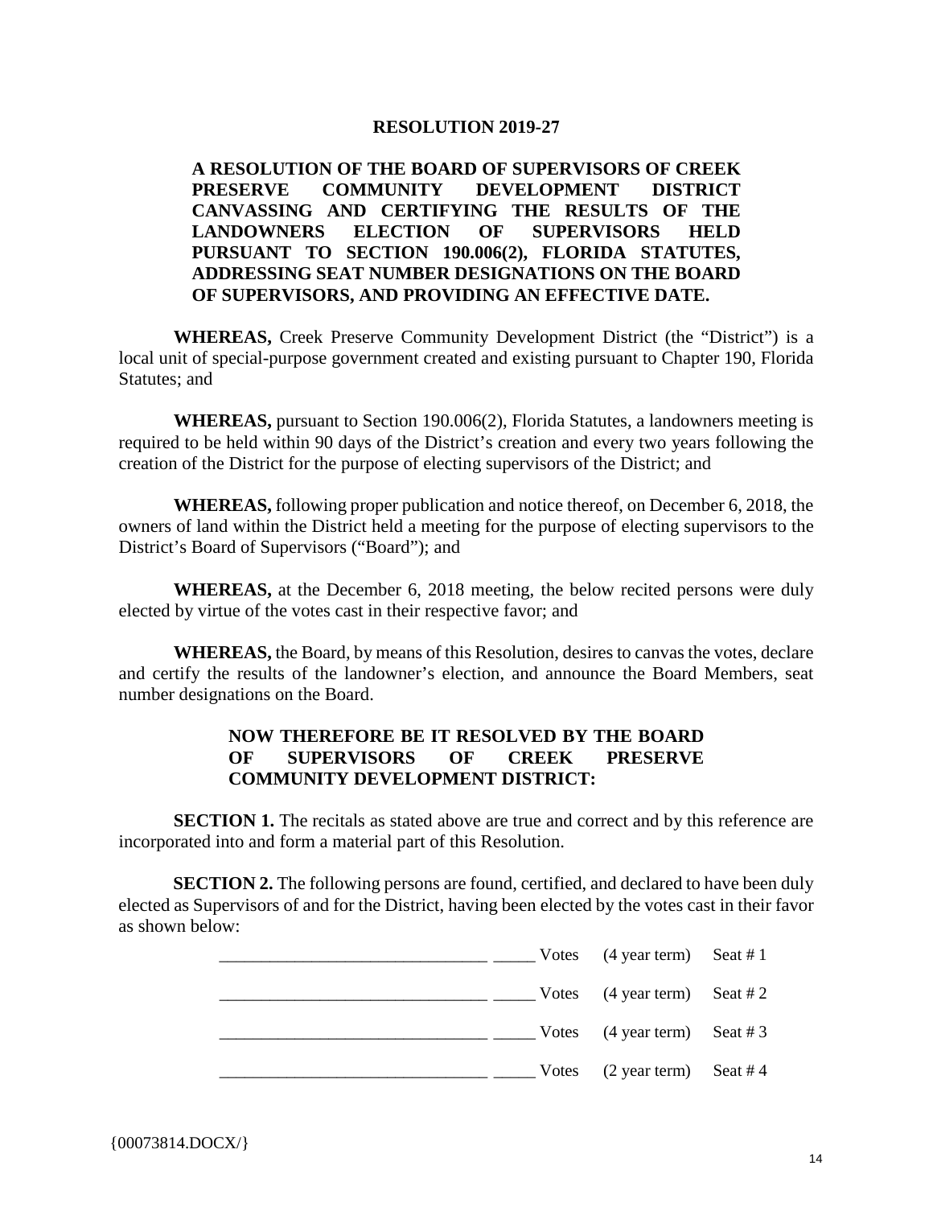**RESOLUTION 2019-27**

**A RESOLUTION OF THE BOARD OF SUPERVISORS OF CREEK PRESERVE COMMUNITY DEVELOPMENT DISTRICT CANVASSING AND CERTIFYING THE RESULTS OF THE LANDOWNERS ELECTION OF SUPERVISORS HELD PURSUANT TO SECTION 190.006(2), FLORIDA STATUTES, ADDRESSING SEAT NUMBER DESIGNATIONS ON THE BOARD OF SUPERVISORS, AND PROVIDING AN EFFECTIVE DATE.**

**WHEREAS,** Creek Preserve Community Development District (the "District") is a local unit of special-purpose government created and existing pursuant to Chapter 190, Florida Statutes; and

**WHEREAS,** pursuant to Section 190.006(2), Florida Statutes, a landowners meeting is required to be held within 90 days of the District's creation and every two years following the creation of the District for the purpose of electing supervisors of the District; and

**WHEREAS,** following proper publication and notice thereof, on December 6, 2018, the owners of land within the District held a meeting for the purpose of electing supervisors to the District's Board of Supervisors ("Board"); and

**WHEREAS,** at the December 6, 2018 meeting, the below recited persons were duly elected by virtue of the votes cast in their respective favor; and

**WHEREAS,** the Board, by means of this Resolution, desires to canvas the votes, declare and certify the results of the landowner's election, and announce the Board Members, seat number designations on the Board.

**NOW THEREFORE BE IT RESOLVED BY THE BOARD OF SUPERVISORS OF CREEK PRESERVE COMMUNITY DEVELOPMENT DISTRICT:**

**SECTION 1.** The recitals as stated above are true and correct and by this reference are incorporated into and form a material part of this Resolution.

**SECTION 2.** The following persons are found, certified, and declared to have been duly elected as Supervisors of and for the District, having been elected by the votes cast in their favor as shown below:

_______________________________ _____ Votes (4 year term) Seat # 1

_______________________________ _____ Votes (4 year term) Seat # 2

_______________________________ _____ Votes (4 year term) Seat # 3

_______________________________ _____ Votes (2 year term) Seat # 4

{00073814.DOCX/}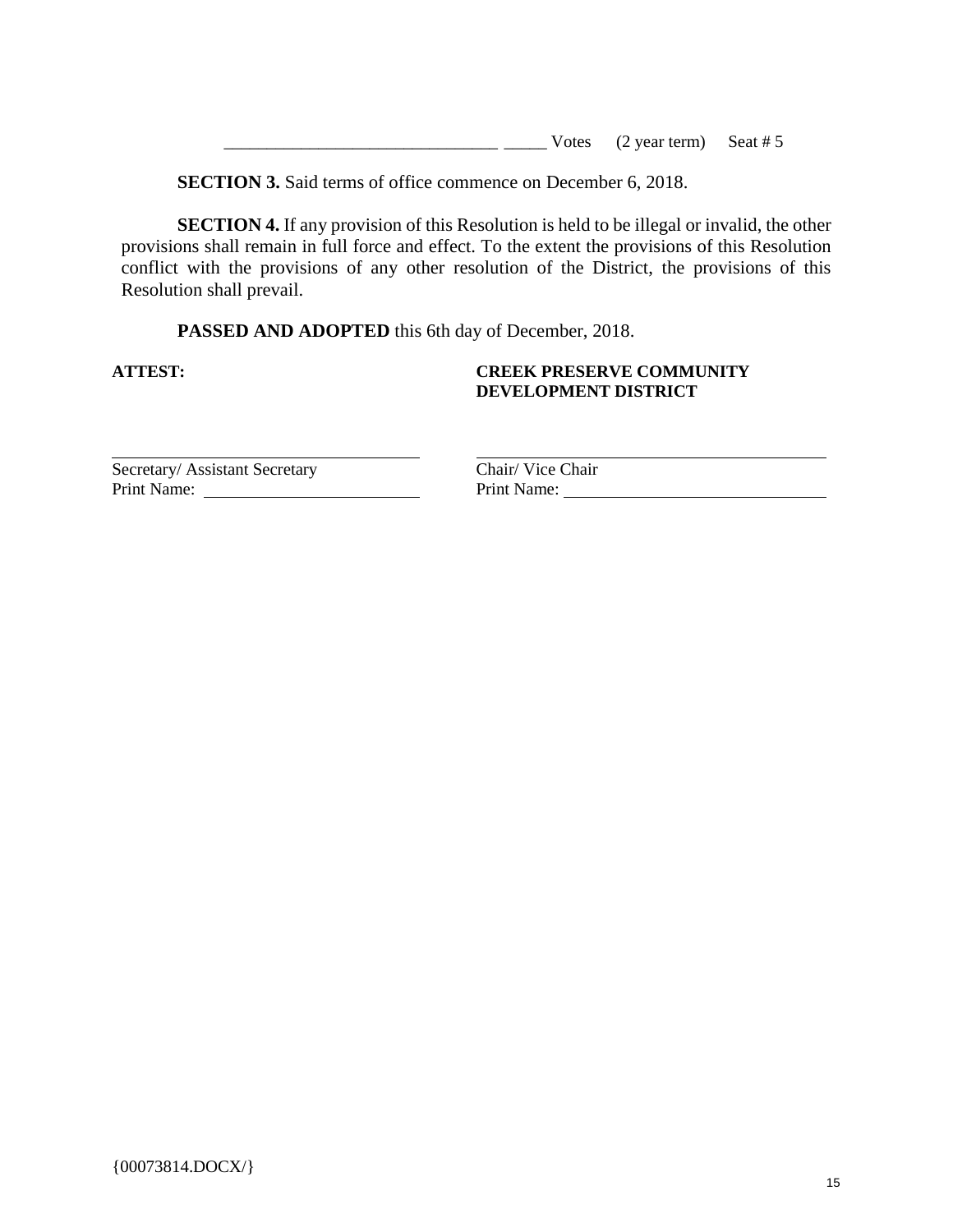\_\_\_\_\_\_\_\_\_\_\_\_\_\_\_\_\_\_\_\_\_\_\_\_\_\_\_\_\_\_\_ \_\_\_\_\_ Votes (2 year term) Seat # 5

**SECTION 3.** Said terms of office commence on December 6, 2018.

**SECTION 4.** If any provision of this Resolution is held to be illegal or invalid, the other provisions shall remain in full force and effect. To the extent the provisions of this Resolution conflict with the provisions of any other resolution of the District, the provisions of this Resolution shall prevail.

**PASSED AND ADOPTED** this 6th day of December, 2018.

**ATTEST:**

**CREEK PRESERVE COMMUNITY DEVELOPMENT DISTRICT**

\_\_\_\_\_\_\_\_\_\_\_\_\_\_\_\_\_\_\_\_\_\_\_\_\_\_\_\_\_\_\_
Secretary/ Assistant Secretary
Print Name: \_\_\_\_\_\_\_\_\_\_\_\_\_\_\_\_\_\_\_\_\_\_\_\_

\_\_\_\_\_\_\_\_\_\_\_\_\_\_\_\_\_\_\_\_\_\_\_\_\_\_\_\_\_\_\_
Chair/ Vice Chair
Print Name: \_\_\_\_\_\_\_\_\_\_\_\_\_\_\_\_\_\_\_\_\_\_\_\_

{00073814.DOCX/}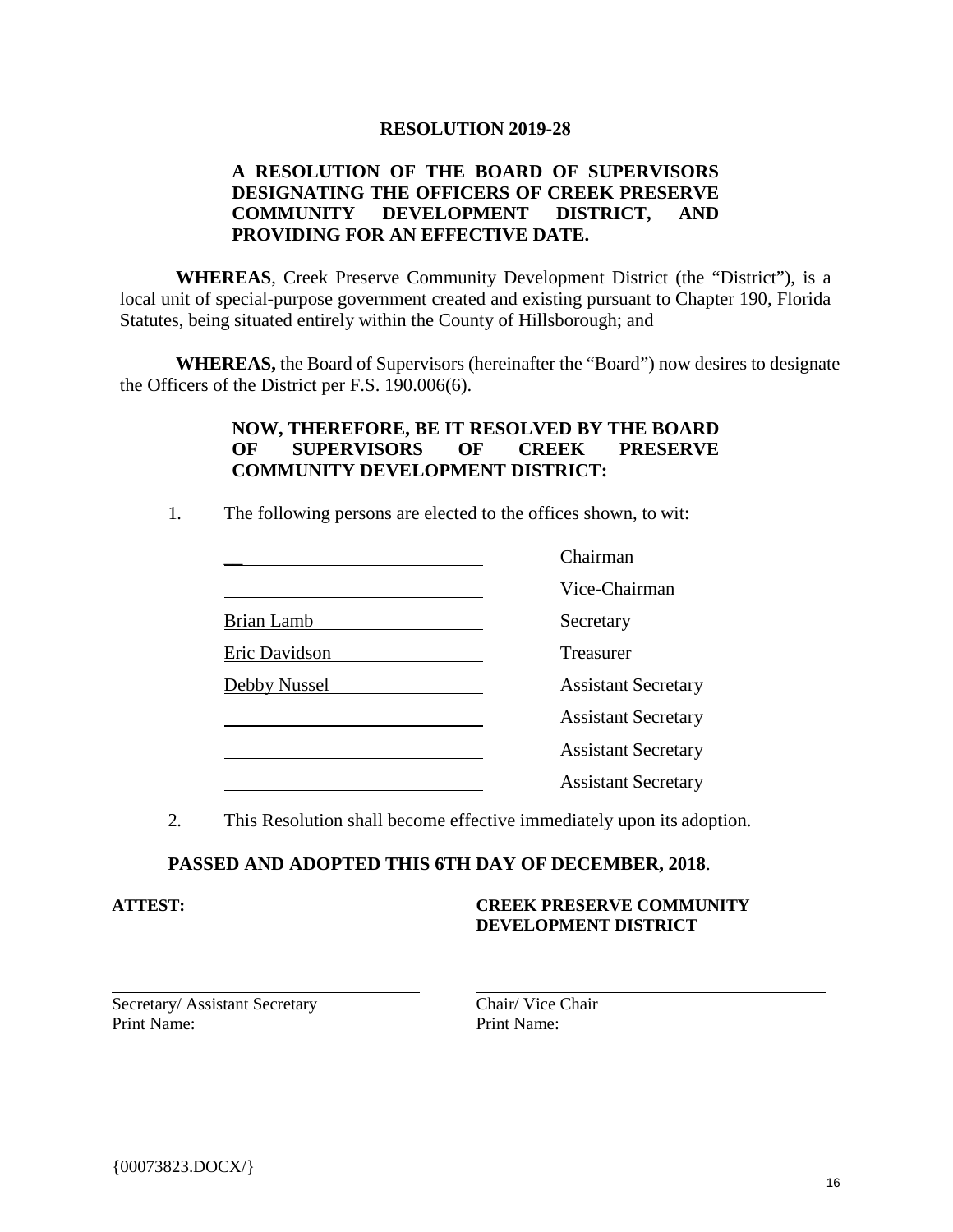# RESOLUTION 2019-28

**A RESOLUTION OF THE BOARD OF SUPERVISORS DESIGNATING THE OFFICERS OF CREEK PRESERVE COMMUNITY DEVELOPMENT DISTRICT, AND PROVIDING FOR AN EFFECTIVE DATE.**

**WHEREAS**, Creek Preserve Community Development District (the "District"), is a local unit of special-purpose government created and existing pursuant to Chapter 190, Florida Statutes, being situated entirely within the County of Hillsborough; and

**WHEREAS,** the Board of Supervisors (hereinafter the "Board") now desires to designate the Officers of the District per F.S. 190.006(6).

**NOW, THEREFORE, BE IT RESOLVED BY THE BOARD OF SUPERVISORS OF CREEK PRESERVE COMMUNITY DEVELOPMENT DISTRICT:**

1. The following persons are elected to the offices shown, to wit:

| | |
|---|---|
| ______________________ | Chairman |
| ______________________ | Vice-Chairman |
| Brian Lamb | Secretary |
| Eric Davidson | Treasurer |
| Debby Nussel | Assistant Secretary |
| ______________________ | Assistant Secretary |
| ______________________ | Assistant Secretary |
| ______________________ | Assistant Secretary |

2. This Resolution shall become effective immediately upon its adoption.

**PASSED AND ADOPTED THIS 6TH DAY OF DECEMBER, 2018**.

**ATTEST:**

______________________________
Secretary/ Assistant Secretary
Print Name: ____________________

**CREEK PRESERVE COMMUNITY DEVELOPMENT DISTRICT**

______________________________
Chair/ Vice Chair
Print Name: ____________________

{00073823.DOCX/}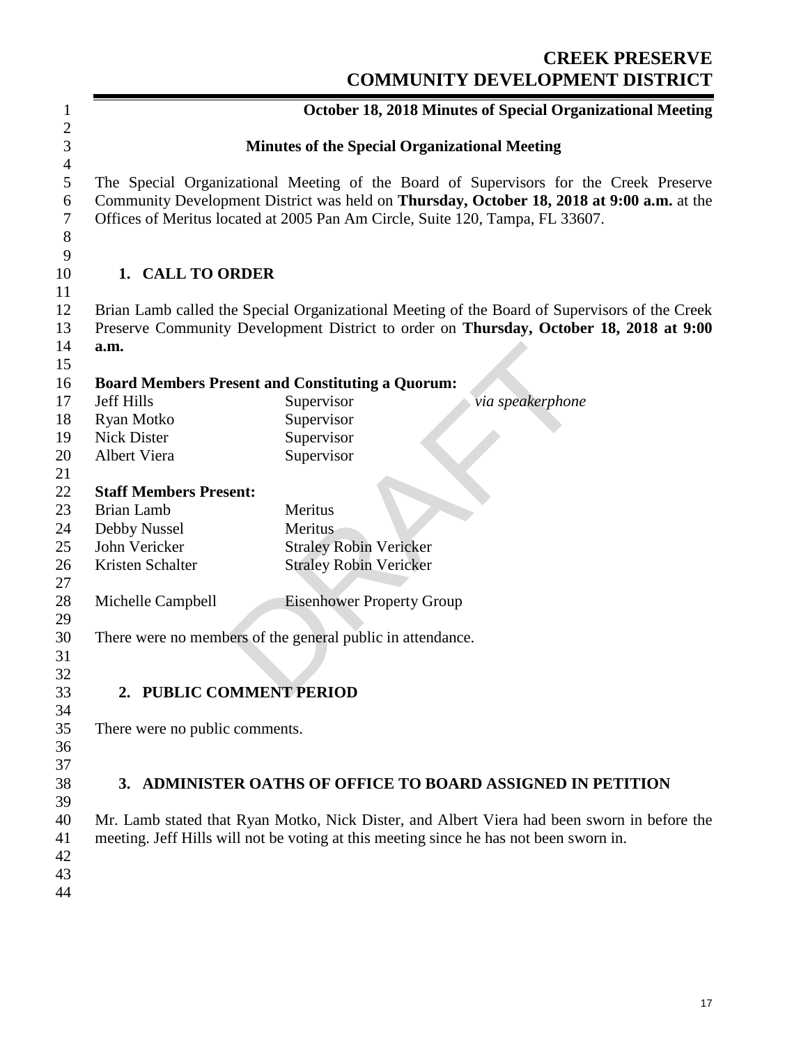# CREEK PRESERVE COMMUNITY DEVELOPMENT DISTRICT

**October 18, 2018 Minutes of Special Organizational Meeting**

## Minutes of the Special Organizational Meeting

The Special Organizational Meeting of the Board of Supervisors for the Creek Preserve Community Development District was held on **Thursday, October 18, 2018 at 9:00 a.m.** at the Offices of Meritus located at 2005 Pan Am Circle, Suite 120, Tampa, FL 33607.

## 1. CALL TO ORDER

Brian Lamb called the Special Organizational Meeting of the Board of Supervisors of the Creek Preserve Community Development District to order on **Thursday, October 18, 2018 at 9:00 a.m.**

**Board Members Present and Constituting a Quorum:**

| | | |
|---|---|---|
| Jeff Hills | Supervisor | *via speakerphone* |
| Ryan Motko | Supervisor | |
| Nick Dister | Supervisor | |
| Albert Viera | Supervisor | |

**Staff Members Present:**

| | |
|---|---|
| Brian Lamb | Meritus |
| Debby Nussel | Meritus |
| John Vericker | Straley Robin Vericker |
| Kristen Schalter | Straley Robin Vericker |
| Michelle Campbell | Eisenhower Property Group |

There were no members of the general public in attendance.

## 2. PUBLIC COMMENT PERIOD

There were no public comments.

## 3. ADMINISTER OATHS OF OFFICE TO BOARD ASSIGNED IN PETITION

Mr. Lamb stated that Ryan Motko, Nick Dister, and Albert Viera had been sworn in before the meeting. Jeff Hills will not be voting at this meeting since he has not been sworn in.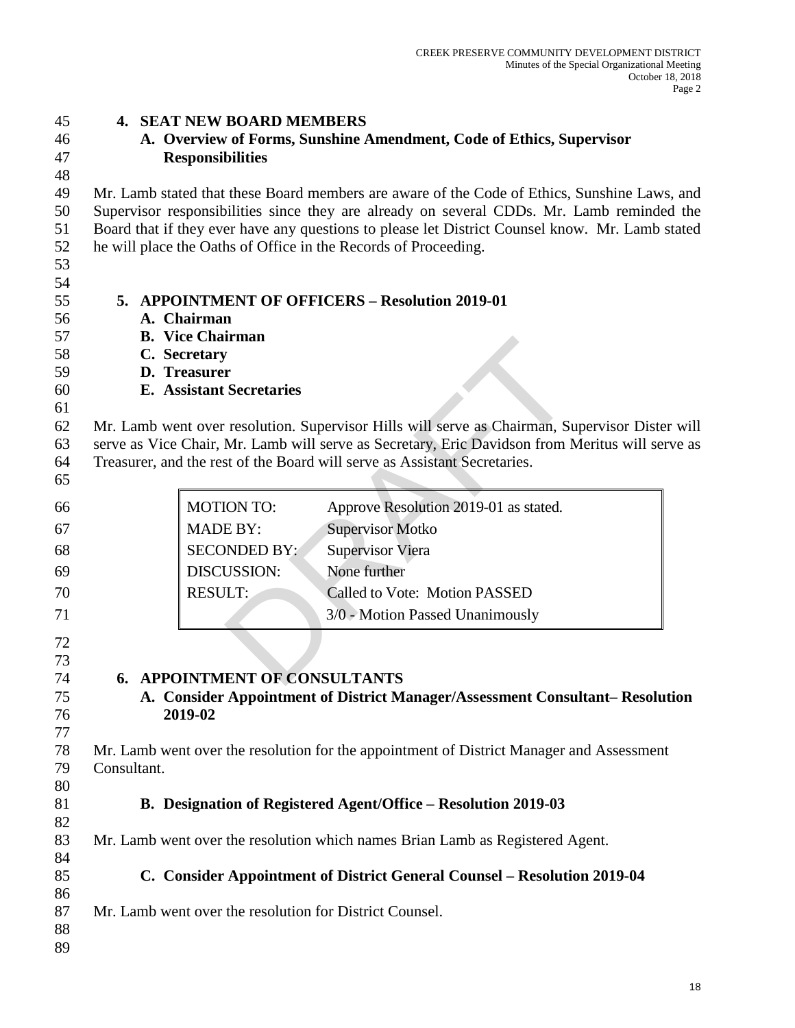## 4. SEAT NEW BOARD MEMBERS

### A. Overview of Forms, Sunshine Amendment, Code of Ethics, Supervisor Responsibilities

Mr. Lamb stated that these Board members are aware of the Code of Ethics, Sunshine Laws, and Supervisor responsibilities since they are already on several CDDs. Mr. Lamb reminded the Board that if they ever have any questions to please let District Counsel know. Mr. Lamb stated he will place the Oaths of Office in the Records of Proceeding.

## 5. APPOINTMENT OF OFFICERS – Resolution 2019-01

**A. Chairman**
**B. Vice Chairman**
**C. Secretary**
**D. Treasurer**
**E. Assistant Secretaries**

Mr. Lamb went over resolution. Supervisor Hills will serve as Chairman, Supervisor Dister will serve as Vice Chair, Mr. Lamb will serve as Secretary, Eric Davidson from Meritus will serve as Treasurer, and the rest of the Board will serve as Assistant Secretaries.

| | |
|---|---|
| MOTION TO: | Approve Resolution 2019-01 as stated. |
| MADE BY: | Supervisor Motko |
| SECONDED BY: | Supervisor Viera |
| DISCUSSION: | None further |
| RESULT: | Called to Vote: Motion PASSED |
| | 3/0 - Motion Passed Unanimously |

## 6. APPOINTMENT OF CONSULTANTS

### A. Consider Appointment of District Manager/Assessment Consultant– Resolution 2019-02

Mr. Lamb went over the resolution for the appointment of District Manager and Assessment Consultant.

### B. Designation of Registered Agent/Office – Resolution 2019-03

Mr. Lamb went over the resolution which names Brian Lamb as Registered Agent.

### C. Consider Appointment of District General Counsel – Resolution 2019-04

Mr. Lamb went over the resolution for District Counsel.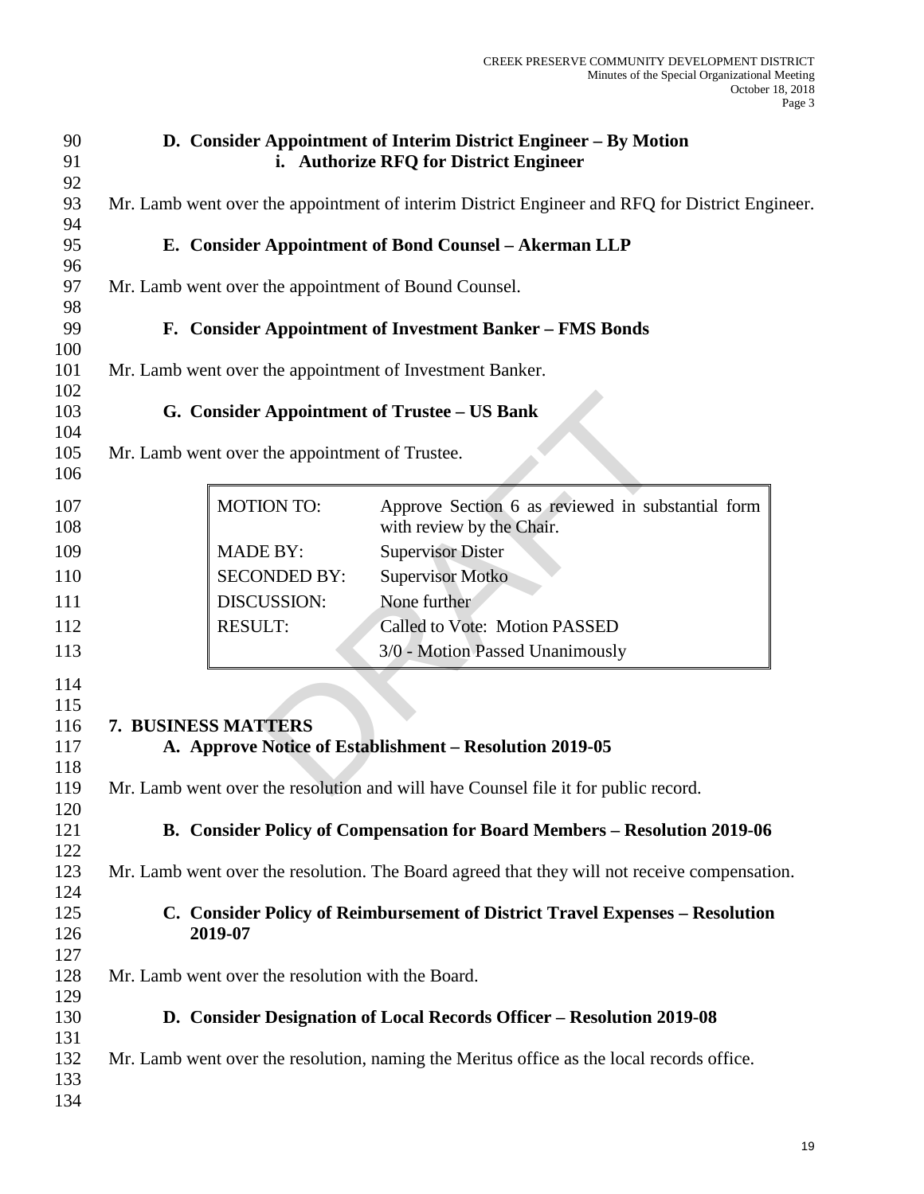**D. Consider Appointment of Interim District Engineer – By Motion**
**i. Authorize RFQ for District Engineer**

Mr. Lamb went over the appointment of interim District Engineer and RFQ for District Engineer.

**E. Consider Appointment of Bond Counsel – Akerman LLP**

Mr. Lamb went over the appointment of Bound Counsel.

**F. Consider Appointment of Investment Banker – FMS Bonds**

Mr. Lamb went over the appointment of Investment Banker.

**G. Consider Appointment of Trustee – US Bank**

Mr. Lamb went over the appointment of Trustee.

| | |
|---|---|
| MOTION TO: | Approve Section 6 as reviewed in substantial form with review by the Chair. |
| MADE BY: | Supervisor Dister |
| SECONDED BY: | Supervisor Motko |
| DISCUSSION: | None further |
| RESULT: | Called to Vote: Motion PASSED<br>3/0 - Motion Passed Unanimously |

**7. BUSINESS MATTERS**

**A. Approve Notice of Establishment – Resolution 2019-05**

Mr. Lamb went over the resolution and will have Counsel file it for public record.

**B. Consider Policy of Compensation for Board Members – Resolution 2019-06**

Mr. Lamb went over the resolution. The Board agreed that they will not receive compensation.

**C. Consider Policy of Reimbursement of District Travel Expenses – Resolution 2019-07**

Mr. Lamb went over the resolution with the Board.

**D. Consider Designation of Local Records Officer – Resolution 2019-08**

Mr. Lamb went over the resolution, naming the Meritus office as the local records office.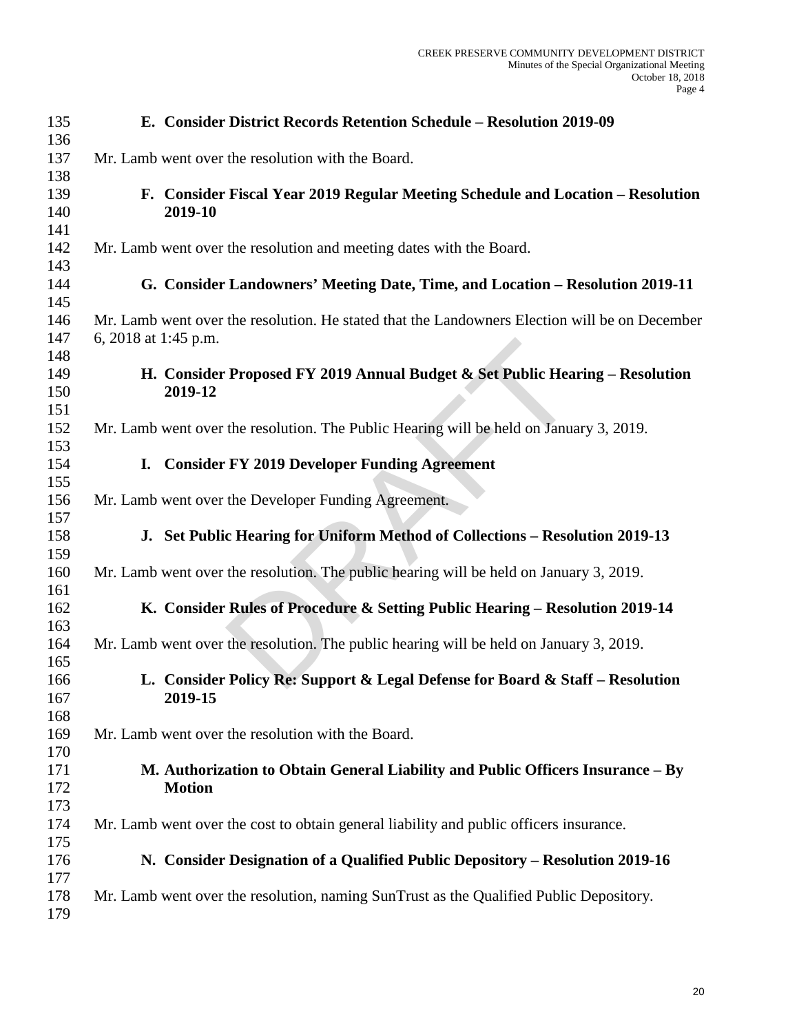**E. Consider District Records Retention Schedule – Resolution 2019-09**

Mr. Lamb went over the resolution with the Board.

**F. Consider Fiscal Year 2019 Regular Meeting Schedule and Location – Resolution 2019-10**

Mr. Lamb went over the resolution and meeting dates with the Board.

**G. Consider Landowners' Meeting Date, Time, and Location – Resolution 2019-11**

Mr. Lamb went over the resolution. He stated that the Landowners Election will be on December 6, 2018 at 1:45 p.m.

**H. Consider Proposed FY 2019 Annual Budget & Set Public Hearing – Resolution 2019-12**

Mr. Lamb went over the resolution. The Public Hearing will be held on January 3, 2019.

**I. Consider FY 2019 Developer Funding Agreement**

Mr. Lamb went over the Developer Funding Agreement.

**J. Set Public Hearing for Uniform Method of Collections – Resolution 2019-13**

Mr. Lamb went over the resolution. The public hearing will be held on January 3, 2019.

**K. Consider Rules of Procedure & Setting Public Hearing – Resolution 2019-14**

Mr. Lamb went over the resolution. The public hearing will be held on January 3, 2019.

**L. Consider Policy Re: Support & Legal Defense for Board & Staff – Resolution 2019-15**

Mr. Lamb went over the resolution with the Board.

**M. Authorization to Obtain General Liability and Public Officers Insurance – By Motion**

Mr. Lamb went over the cost to obtain general liability and public officers insurance.

**N. Consider Designation of a Qualified Public Depository – Resolution 2019-16**

Mr. Lamb went over the resolution, naming SunTrust as the Qualified Public Depository.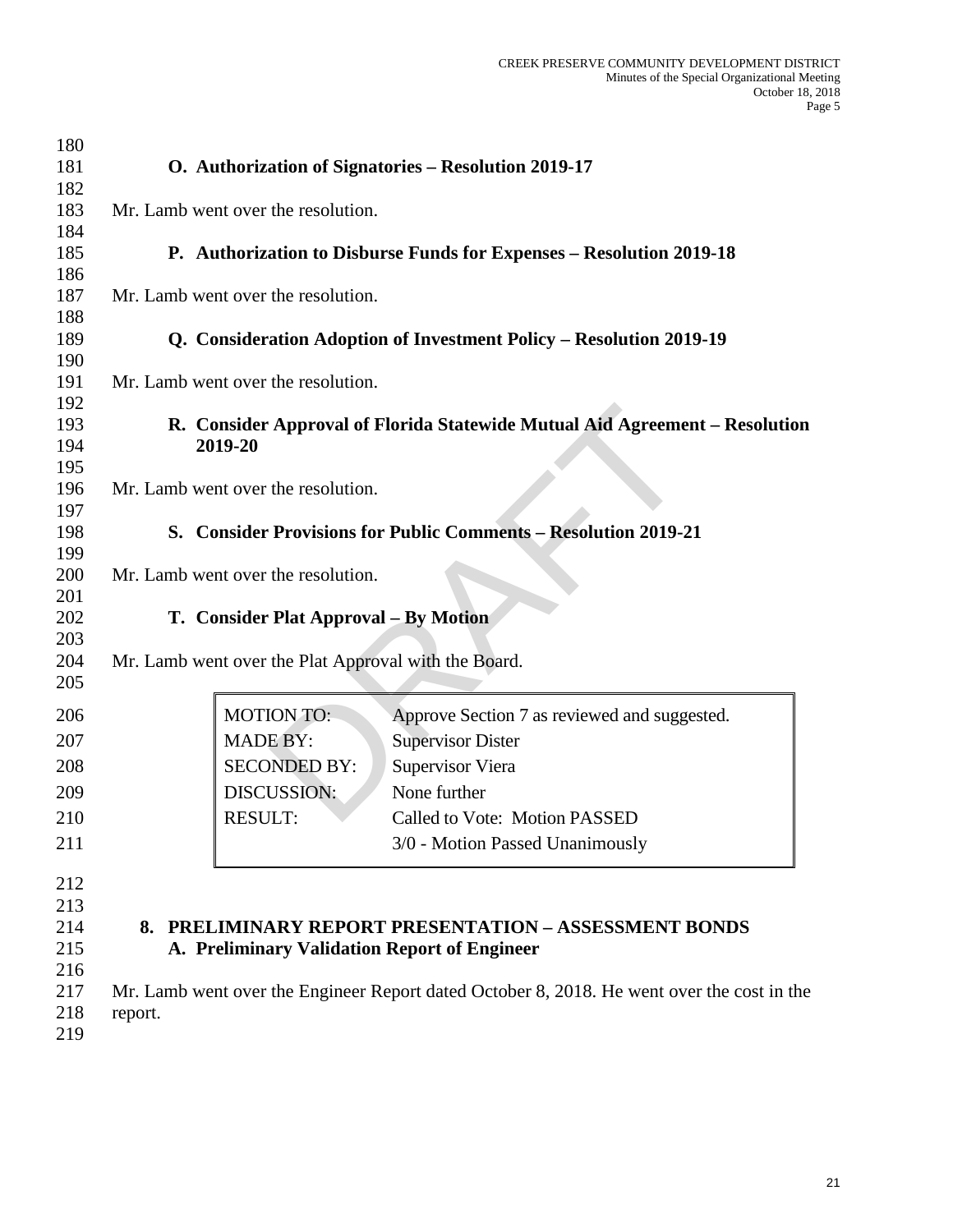**O. Authorization of Signatories – Resolution 2019-17**

Mr. Lamb went over the resolution.

**P. Authorization to Disburse Funds for Expenses – Resolution 2019-18**

Mr. Lamb went over the resolution.

**Q. Consideration Adoption of Investment Policy – Resolution 2019-19**

Mr. Lamb went over the resolution.

**R. Consider Approval of Florida Statewide Mutual Aid Agreement – Resolution 2019-20**

Mr. Lamb went over the resolution.

**S. Consider Provisions for Public Comments – Resolution 2019-21**

Mr. Lamb went over the resolution.

**T. Consider Plat Approval – By Motion**

Mr. Lamb went over the Plat Approval with the Board.

| | |
|---|---|
| MOTION TO: | Approve Section 7 as reviewed and suggested. |
| MADE BY: | Supervisor Dister |
| SECONDED BY: | Supervisor Viera |
| DISCUSSION: | None further |
| RESULT: | Called to Vote: Motion PASSED |
| | 3/0 - Motion Passed Unanimously |

## 8. PRELIMINARY REPORT PRESENTATION – ASSESSMENT BONDS

**A. Preliminary Validation Report of Engineer**

Mr. Lamb went over the Engineer Report dated October 8, 2018. He went over the cost in the report.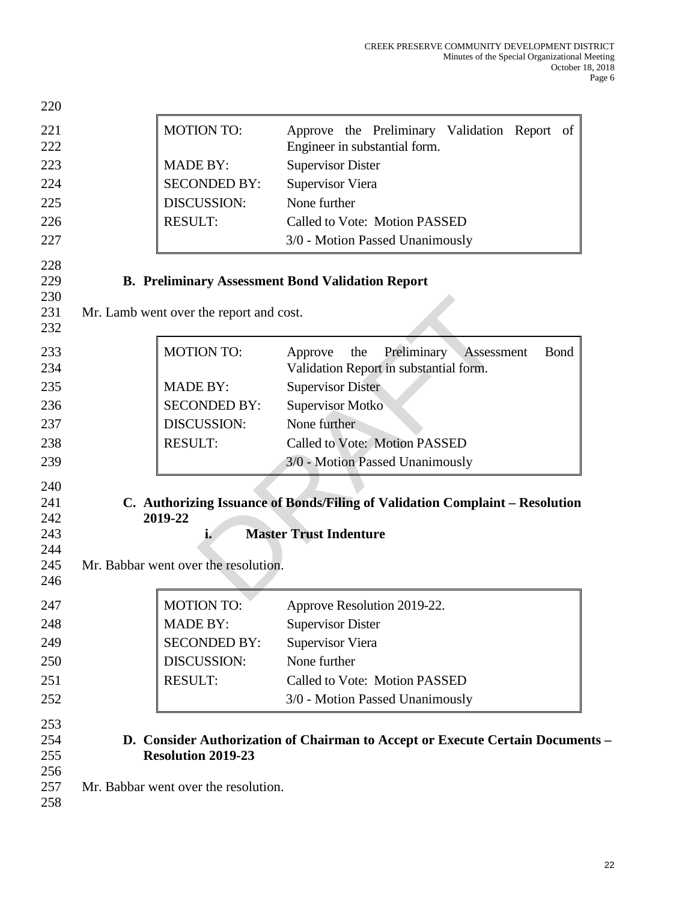| MOTION TO: | Approve the Preliminary Validation Report of Engineer in substantial form. |
|---|---|
| MADE BY: | Supervisor Dister |
| SECONDED BY: | Supervisor Viera |
| DISCUSSION: | None further |
| RESULT: | Called to Vote: Motion PASSED |
| | 3/0 - Motion Passed Unanimously |

**B. Preliminary Assessment Bond Validation Report**

Mr. Lamb went over the report and cost.

| MOTION TO: | Approve the Preliminary Assessment Bond Validation Report in substantial form. |
|---|---|
| MADE BY: | Supervisor Dister |
| SECONDED BY: | Supervisor Motko |
| DISCUSSION: | None further |
| RESULT: | Called to Vote: Motion PASSED |
| | 3/0 - Motion Passed Unanimously |

**C. Authorizing Issuance of Bonds/Filing of Validation Complaint – Resolution 2019-22**

**i. Master Trust Indenture**

Mr. Babbar went over the resolution.

| MOTION TO: | Approve Resolution 2019-22. |
|---|---|
| MADE BY: | Supervisor Dister |
| SECONDED BY: | Supervisor Viera |
| DISCUSSION: | None further |
| RESULT: | Called to Vote: Motion PASSED |
| | 3/0 - Motion Passed Unanimously |

**D. Consider Authorization of Chairman to Accept or Execute Certain Documents – Resolution 2019-23**

Mr. Babbar went over the resolution.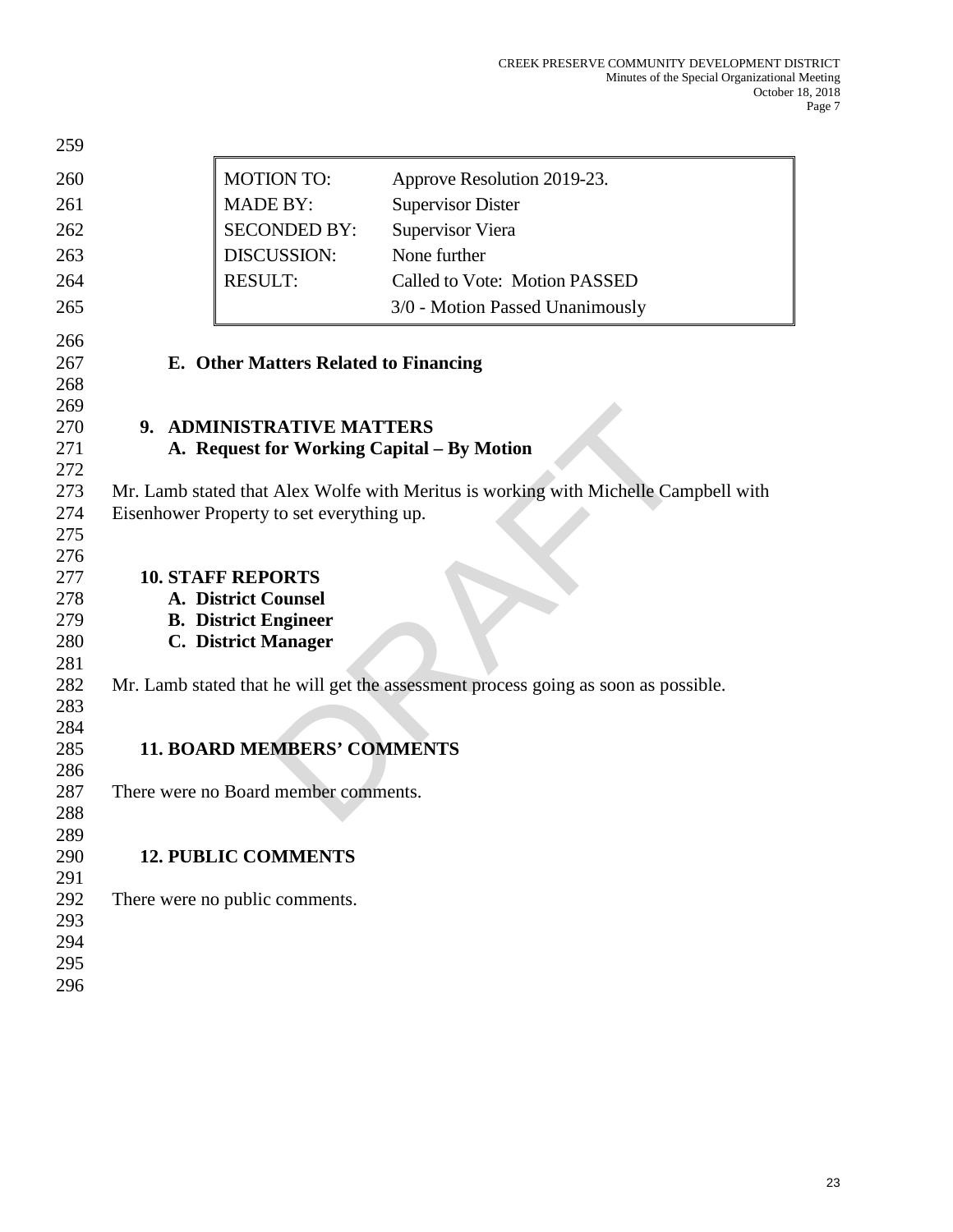| MOTION TO: | Approve Resolution 2019-23. |
|---|---|
| MADE BY: | Supervisor Dister |
| SECONDED BY: | Supervisor Viera |
| DISCUSSION: | None further |
| RESULT: | Called to Vote: Motion PASSED |
| | 3/0 - Motion Passed Unanimously |

**E. Other Matters Related to Financing**

## 9. ADMINISTRATIVE MATTERS

**A. Request for Working Capital – By Motion**

Mr. Lamb stated that Alex Wolfe with Meritus is working with Michelle Campbell with Eisenhower Property to set everything up.

## 10. STAFF REPORTS

**A. District Counsel**

**B. District Engineer**

**C. District Manager**

Mr. Lamb stated that he will get the assessment process going as soon as possible.

## 11. BOARD MEMBERS' COMMENTS

There were no Board member comments.

## 12. PUBLIC COMMENTS

There were no public comments.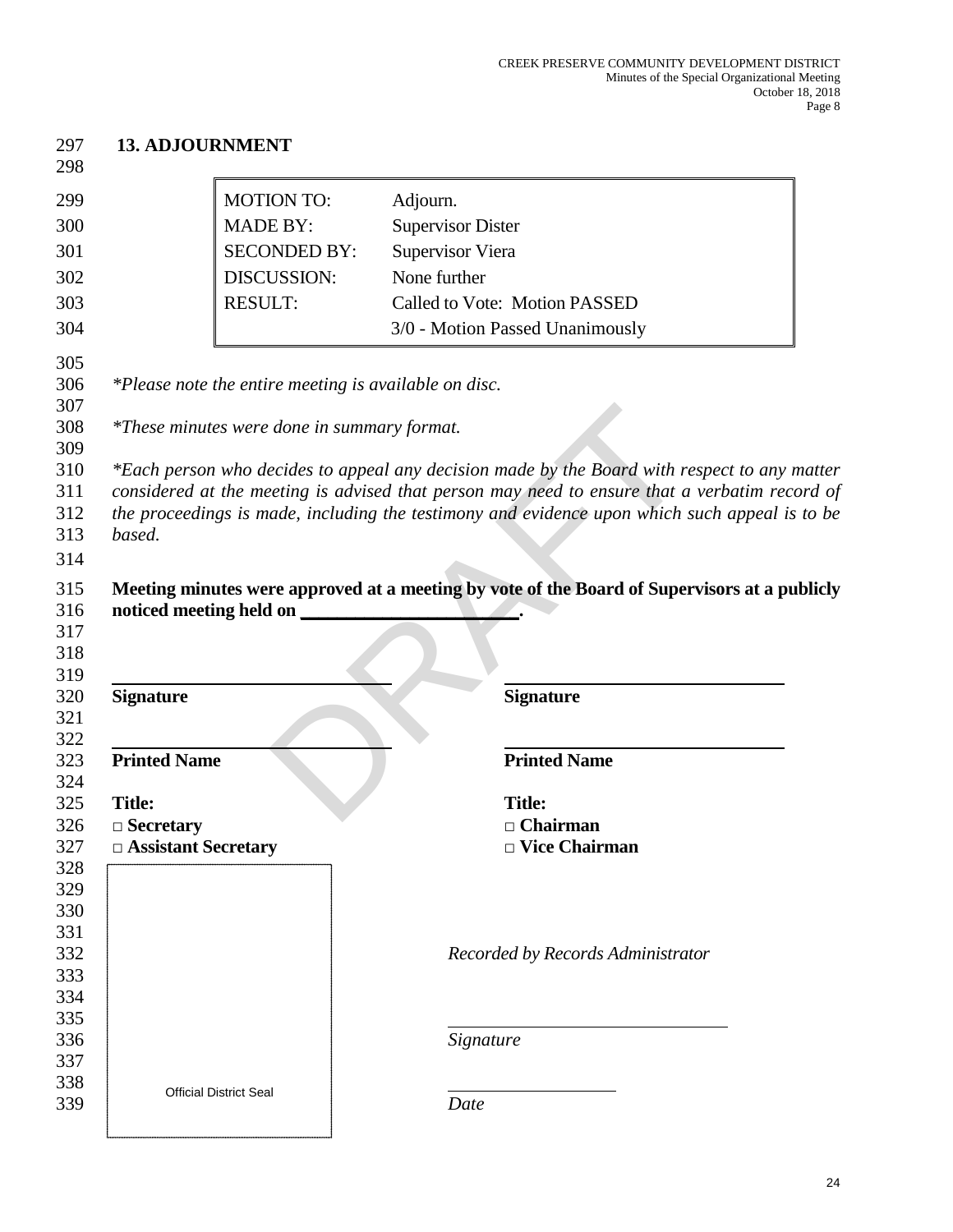## 13. ADJOURNMENT

| | |
|---|---|
| MOTION TO: | Adjourn. |
| MADE BY: | Supervisor Dister |
| SECONDED BY: | Supervisor Viera |
| DISCUSSION: | None further |
| RESULT: | Called to Vote: Motion PASSED |
| | 3/0 - Motion Passed Unanimously |

*\*Please note the entire meeting is available on disc.*

*\*These minutes were done in summary format.*

*\*Each person who decides to appeal any decision made by the Board with respect to any matter considered at the meeting is advised that person may need to ensure that a verbatim record of the proceedings is made, including the testimony and evidence upon which such appeal is to be based.*

**Meeting minutes were approved at a meeting by vote of the Board of Supervisors at a publicly noticed meeting held on \_\_\_\_\_\_\_\_\_\_\_\_\_\_\_\_\_\_\_\_\_\_\_.**

\_\_\_\_\_\_\_\_\_\_\_\_\_\_\_\_\_\_\_\_\_\_\_\_\_\_\_\_
**Signature**

\_\_\_\_\_\_\_\_\_\_\_\_\_\_\_\_\_\_\_\_\_\_\_\_\_\_\_\_
**Printed Name**

**Title:**
**□ Secretary**
**□ Assistant Secretary**

\_\_\_\_\_\_\_\_\_\_\_\_\_\_\_\_\_\_\_\_\_\_\_\_\_\_\_\_
**Signature**

\_\_\_\_\_\_\_\_\_\_\_\_\_\_\_\_\_\_\_\_\_\_\_\_\_\_\_\_
**Printed Name**

**Title:**
**□ Chairman**
**□ Vice Chairman**

Official District Seal

*Recorded by Records Administrator*

\_\_\_\_\_\_\_\_\_\_\_\_\_\_\_\_\_\_\_\_\_\_\_\_\_\_\_\_
*Signature*

\_\_\_\_\_\_\_\_\_\_\_\_\_\_\_\_\_\_
*Date*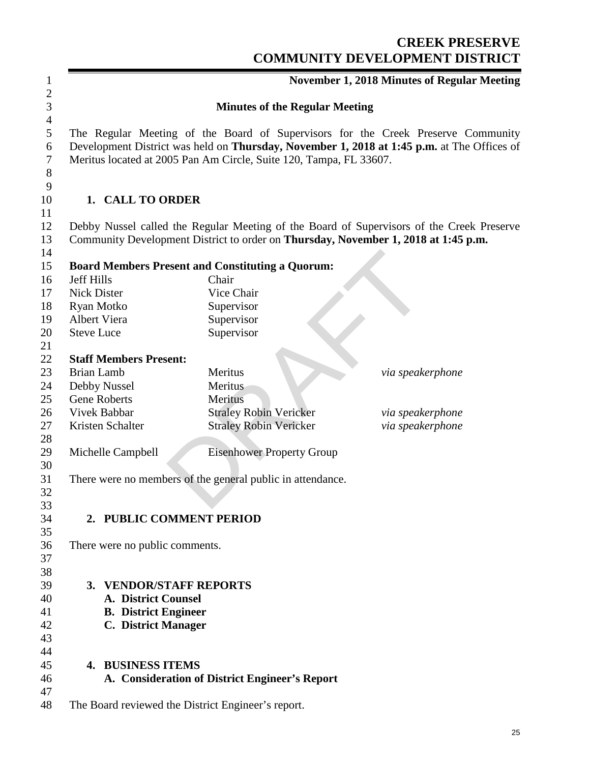# CREEK PRESERVE COMMUNITY DEVELOPMENT DISTRICT

**November 1, 2018 Minutes of Regular Meeting**

## Minutes of the Regular Meeting

The Regular Meeting of the Board of Supervisors for the Creek Preserve Community Development District was held on **Thursday, November 1, 2018 at 1:45 p.m.** at The Offices of Meritus located at 2005 Pan Am Circle, Suite 120, Tampa, FL 33607.

### 1. CALL TO ORDER

Debby Nussel called the Regular Meeting of the Board of Supervisors of the Creek Preserve Community Development District to order on **Thursday, November 1, 2018 at 1:45 p.m.**

**Board Members Present and Constituting a Quorum:**

| | |
|---|---|
| Jeff Hills | Chair |
| Nick Dister | Vice Chair |
| Ryan Motko | Supervisor |
| Albert Viera | Supervisor |
| Steve Luce | Supervisor |

**Staff Members Present:**

| | | |
|---|---|---|
| Brian Lamb | Meritus | *via speakerphone* |
| Debby Nussel | Meritus | |
| Gene Roberts | Meritus | |
| Vivek Babbar | Straley Robin Vericker | *via speakerphone* |
| Kristen Schalter | Straley Robin Vericker | *via speakerphone* |
| | | |
| Michelle Campbell | Eisenhower Property Group | |

There were no members of the general public in attendance.

### 2. PUBLIC COMMENT PERIOD

There were no public comments.

### 3. VENDOR/STAFF REPORTS

- **A. District Counsel**
- **B. District Engineer**
- **C. District Manager**

### 4. BUSINESS ITEMS

- **A. Consideration of District Engineer's Report**

The Board reviewed the District Engineer's report.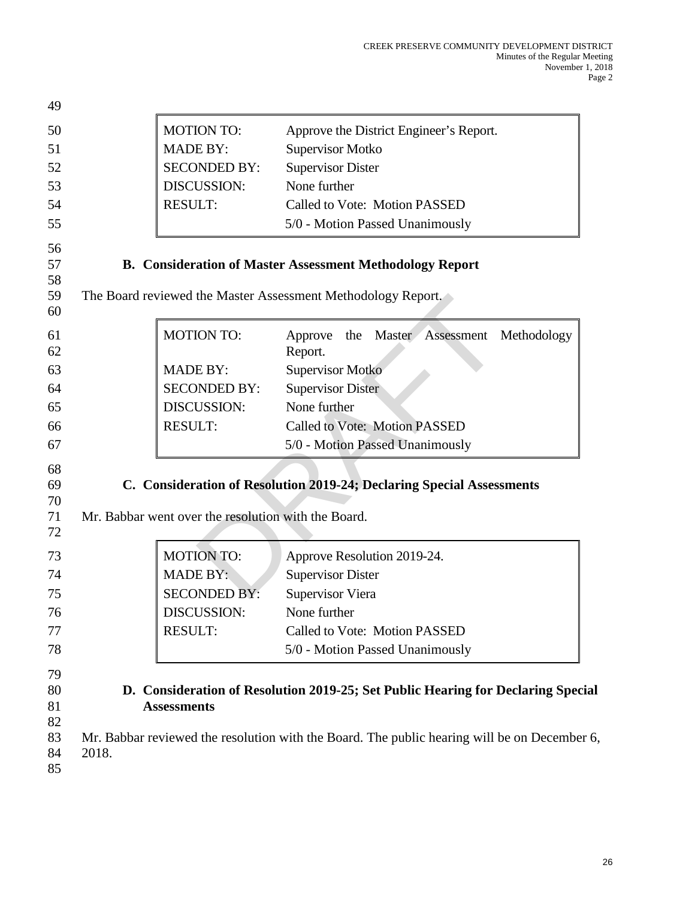| MOTION TO: | Approve the District Engineer's Report. |
|---|---|
| MADE BY: | Supervisor Motko |
| SECONDED BY: | Supervisor Dister |
| DISCUSSION: | None further |
| RESULT: | Called to Vote: Motion PASSED<br>5/0 - Motion Passed Unanimously |

**B. Consideration of Master Assessment Methodology Report**

The Board reviewed the Master Assessment Methodology Report.

| MOTION TO: | Approve the Master Assessment Methodology Report. |
|---|---|
| MADE BY: | Supervisor Motko |
| SECONDED BY: | Supervisor Dister |
| DISCUSSION: | None further |
| RESULT: | Called to Vote: Motion PASSED<br>5/0 - Motion Passed Unanimously |

**C. Consideration of Resolution 2019-24; Declaring Special Assessments**

Mr. Babbar went over the resolution with the Board.

| MOTION TO: | Approve Resolution 2019-24. |
|---|---|
| MADE BY: | Supervisor Dister |
| SECONDED BY: | Supervisor Viera |
| DISCUSSION: | None further |
| RESULT: | Called to Vote: Motion PASSED<br>5/0 - Motion Passed Unanimously |

**D. Consideration of Resolution 2019-25; Set Public Hearing for Declaring Special Assessments**

Mr. Babbar reviewed the resolution with the Board. The public hearing will be on December 6, 2018.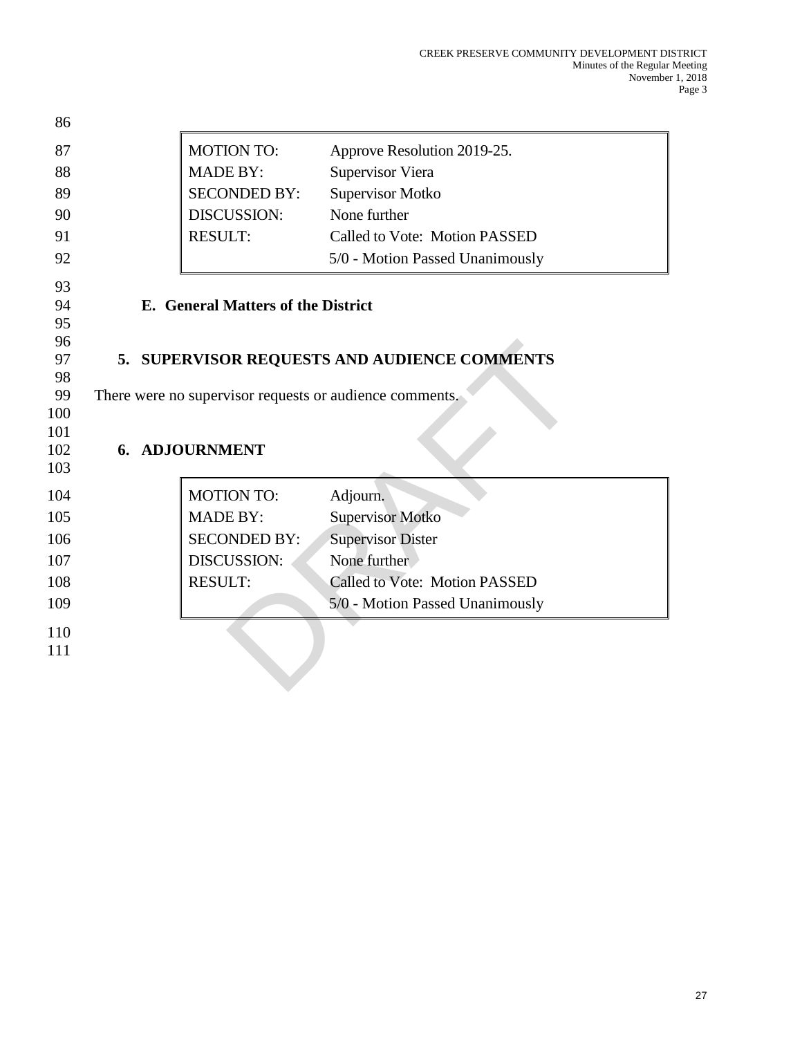| MOTION TO: | Approve Resolution 2019-25. |
|---|---|
| MADE BY: | Supervisor Viera |
| SECONDED BY: | Supervisor Motko |
| DISCUSSION: | None further |
| RESULT: | Called to Vote: Motion PASSED |
| | 5/0 - Motion Passed Unanimously |

### E. General Matters of the District

## 5. SUPERVISOR REQUESTS AND AUDIENCE COMMENTS

There were no supervisor requests or audience comments.

## 6. ADJOURNMENT

| MOTION TO: | Adjourn. |
|---|---|
| MADE BY: | Supervisor Motko |
| SECONDED BY: | Supervisor Dister |
| DISCUSSION: | None further |
| RESULT: | Called to Vote: Motion PASSED |
| | 5/0 - Motion Passed Unanimously |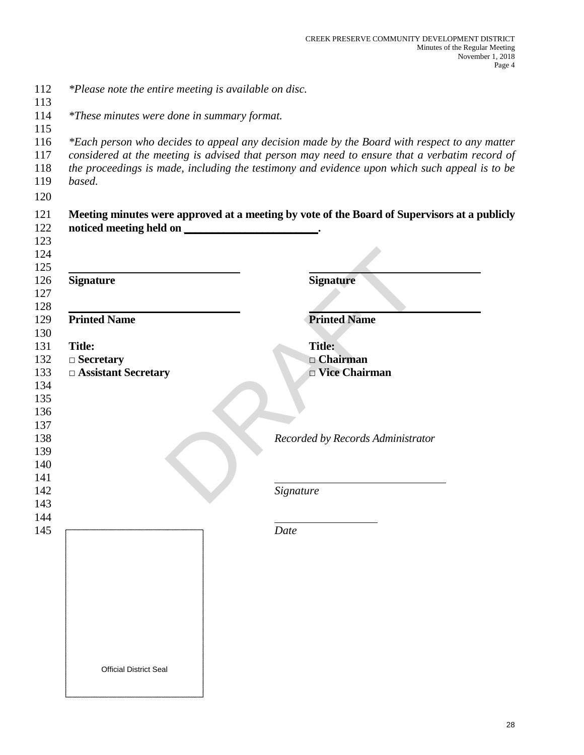*\*Please note the entire meeting is available on disc.*

*\*These minutes were done in summary format.*

*\*Each person who decides to appeal any decision made by the Board with respect to any matter considered at the meeting is advised that person may need to ensure that a verbatim record of the proceedings is made, including the testimony and evidence upon which such appeal is to be based.*

**Meeting minutes were approved at a meeting by vote of the Board of Supervisors at a publicly noticed meeting held on \_\_\_\_\_\_\_\_\_\_\_\_\_\_\_\_\_\_\_\_\_\_\_\_.**

\_\_\_\_\_\_\_\_\_\_\_\_\_\_\_\_\_\_\_\_\_\_\_\_\_\_\_\_\_\_
**Signature**

\_\_\_\_\_\_\_\_\_\_\_\_\_\_\_\_\_\_\_\_\_\_\_\_\_\_\_\_\_\_
**Printed Name**

**Title:**
**□ Secretary**
**□ Assistant Secretary**

\_\_\_\_\_\_\_\_\_\_\_\_\_\_\_\_\_\_\_\_\_\_\_\_\_\_\_\_\_\_
**Signature**

\_\_\_\_\_\_\_\_\_\_\_\_\_\_\_\_\_\_\_\_\_\_\_\_\_\_\_\_\_\_
**Printed Name**

**Title:**
**□ Chairman**
**□ Vice Chairman**

*Recorded by Records Administrator*

\_\_\_\_\_\_\_\_\_\_\_\_\_\_\_\_\_\_\_\_\_\_\_\_\_\_\_\_\_\_
*Signature*

\_\_\_\_\_\_\_\_\_\_\_\_\_\_\_\_\_\_
*Date*

Official District Seal

DRAFT